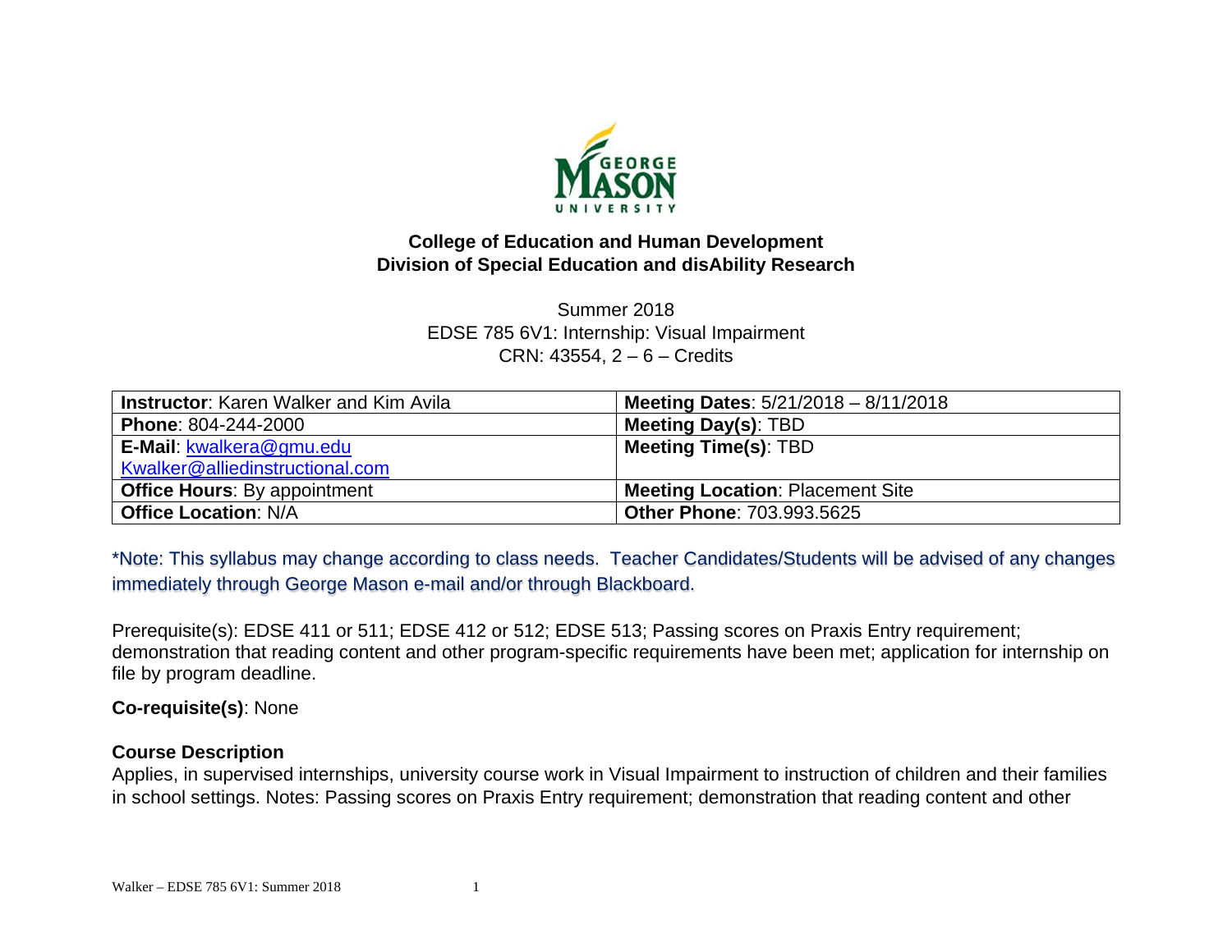**College of Education and Human Development**
**Division of Special Education and disAbility Research**

Summer 2018
EDSE 785 6V1: Internship: Visual Impairment
CRN: 43554, 2 – 6 – Credits

| **Instructor**: Karen Walker and Kim Avila | **Meeting Dates**: 5/21/2018 – 8/11/2018 |
|---|---|
| **Phone**: 804-244-2000 | **Meeting Day(s)**: TBD |
| **E-Mail**: kwalkera@gmu.edu Kwalker@alliedinstructional.com | **Meeting Time(s)**: TBD |
| **Office Hours**: By appointment | **Meeting Location**: Placement Site |
| **Office Location**: N/A | **Other Phone**: 703.993.5625 |

*Note: This syllabus may change according to class needs. Teacher Candidates/Students will be advised of any changes immediately through George Mason e-mail and/or through Blackboard.

Prerequisite(s): EDSE 411 or 511; EDSE 412 or 512; EDSE 513; Passing scores on Praxis Entry requirement; demonstration that reading content and other program-specific requirements have been met; application for internship on file by program deadline.

**Co-requisite(s)**: None

**Course Description**

Applies, in supervised internships, university course work in Visual Impairment to instruction of children and their families in school settings. Notes: Passing scores on Praxis Entry requirement; demonstration that reading content and other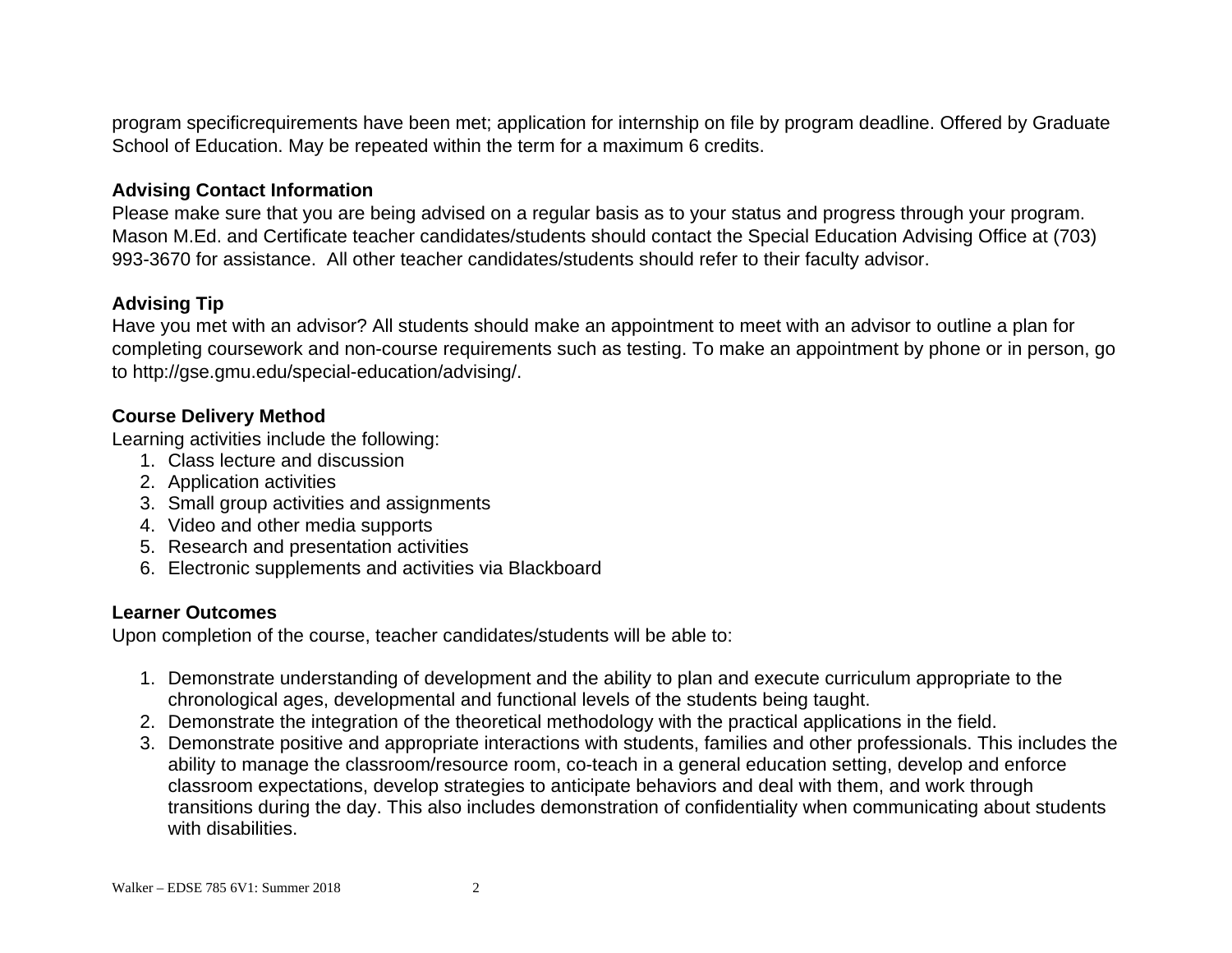program specificrequirements have been met; application for internship on file by program deadline. Offered by Graduate School of Education. May be repeated within the term for a maximum 6 credits.

**Advising Contact Information**

Please make sure that you are being advised on a regular basis as to your status and progress through your program. Mason M.Ed. and Certificate teacher candidates/students should contact the Special Education Advising Office at (703) 993-3670 for assistance. All other teacher candidates/students should refer to their faculty advisor.

**Advising Tip**

Have you met with an advisor? All students should make an appointment to meet with an advisor to outline a plan for completing coursework and non-course requirements such as testing. To make an appointment by phone or in person, go to http://gse.gmu.edu/special-education/advising/.

**Course Delivery Method**

Learning activities include the following:

1. Class lecture and discussion
2. Application activities
3. Small group activities and assignments
4. Video and other media supports
5. Research and presentation activities
6. Electronic supplements and activities via Blackboard

**Learner Outcomes**

Upon completion of the course, teacher candidates/students will be able to:

1. Demonstrate understanding of development and the ability to plan and execute curriculum appropriate to the chronological ages, developmental and functional levels of the students being taught.
2. Demonstrate the integration of the theoretical methodology with the practical applications in the field.
3. Demonstrate positive and appropriate interactions with students, families and other professionals. This includes the ability to manage the classroom/resource room, co-teach in a general education setting, develop and enforce classroom expectations, develop strategies to anticipate behaviors and deal with them, and work through transitions during the day. This also includes demonstration of confidentiality when communicating about students with disabilities.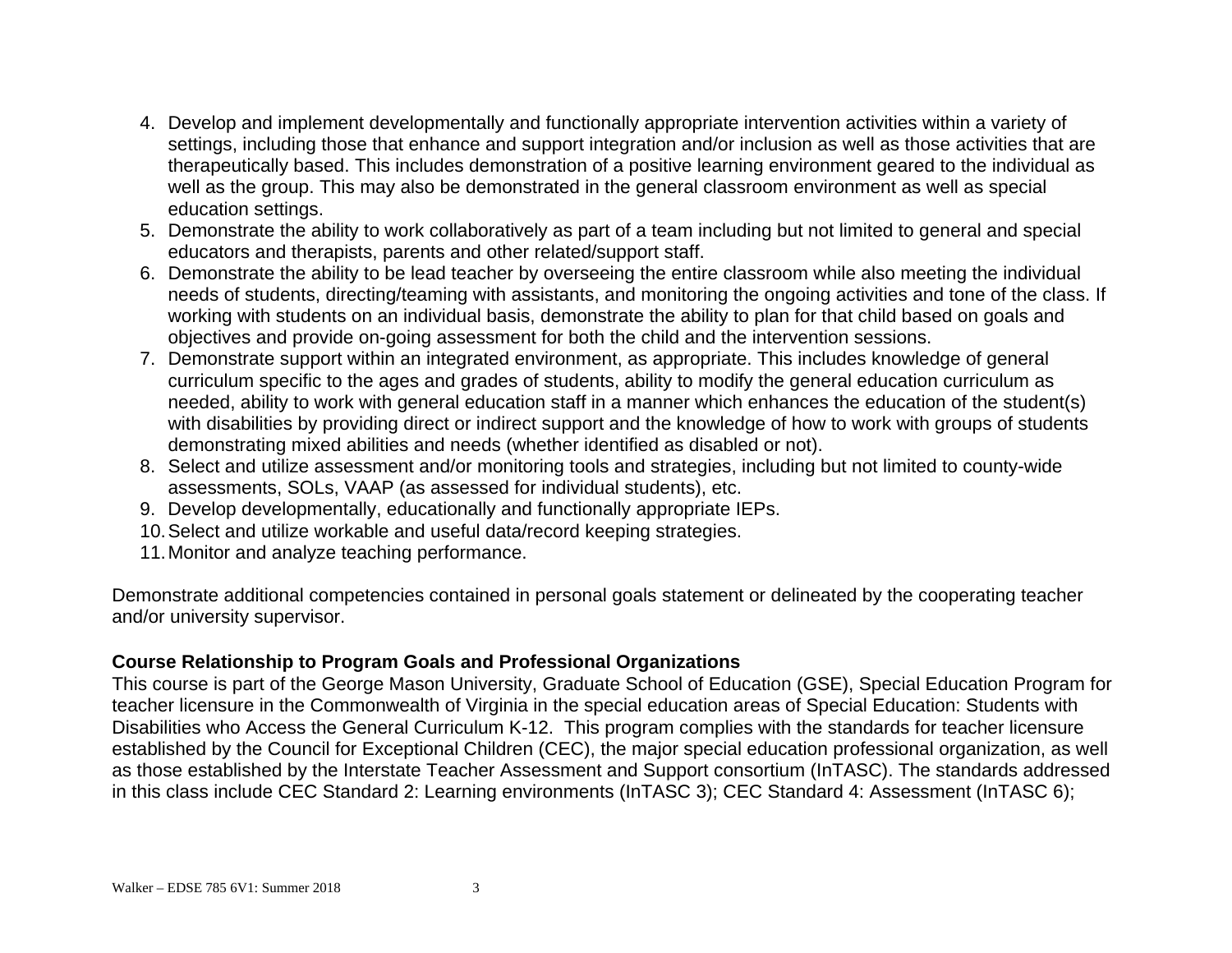4. Develop and implement developmentally and functionally appropriate intervention activities within a variety of settings, including those that enhance and support integration and/or inclusion as well as those activities that are therapeutically based. This includes demonstration of a positive learning environment geared to the individual as well as the group. This may also be demonstrated in the general classroom environment as well as special education settings.
5. Demonstrate the ability to work collaboratively as part of a team including but not limited to general and special educators and therapists, parents and other related/support staff.
6. Demonstrate the ability to be lead teacher by overseeing the entire classroom while also meeting the individual needs of students, directing/teaming with assistants, and monitoring the ongoing activities and tone of the class. If working with students on an individual basis, demonstrate the ability to plan for that child based on goals and objectives and provide on-going assessment for both the child and the intervention sessions.
7. Demonstrate support within an integrated environment, as appropriate. This includes knowledge of general curriculum specific to the ages and grades of students, ability to modify the general education curriculum as needed, ability to work with general education staff in a manner which enhances the education of the student(s) with disabilities by providing direct or indirect support and the knowledge of how to work with groups of students demonstrating mixed abilities and needs (whether identified as disabled or not).
8. Select and utilize assessment and/or monitoring tools and strategies, including but not limited to county-wide assessments, SOLs, VAAP (as assessed for individual students), etc.
9. Develop developmentally, educationally and functionally appropriate IEPs.
10. Select and utilize workable and useful data/record keeping strategies.
11. Monitor and analyze teaching performance.

Demonstrate additional competencies contained in personal goals statement or delineated by the cooperating teacher and/or university supervisor.

**Course Relationship to Program Goals and Professional Organizations**

This course is part of the George Mason University, Graduate School of Education (GSE), Special Education Program for teacher licensure in the Commonwealth of Virginia in the special education areas of Special Education: Students with Disabilities who Access the General Curriculum K-12. This program complies with the standards for teacher licensure established by the Council for Exceptional Children (CEC), the major special education professional organization, as well as those established by the Interstate Teacher Assessment and Support consortium (InTASC). The standards addressed in this class include CEC Standard 2: Learning environments (InTASC 3); CEC Standard 4: Assessment (InTASC 6);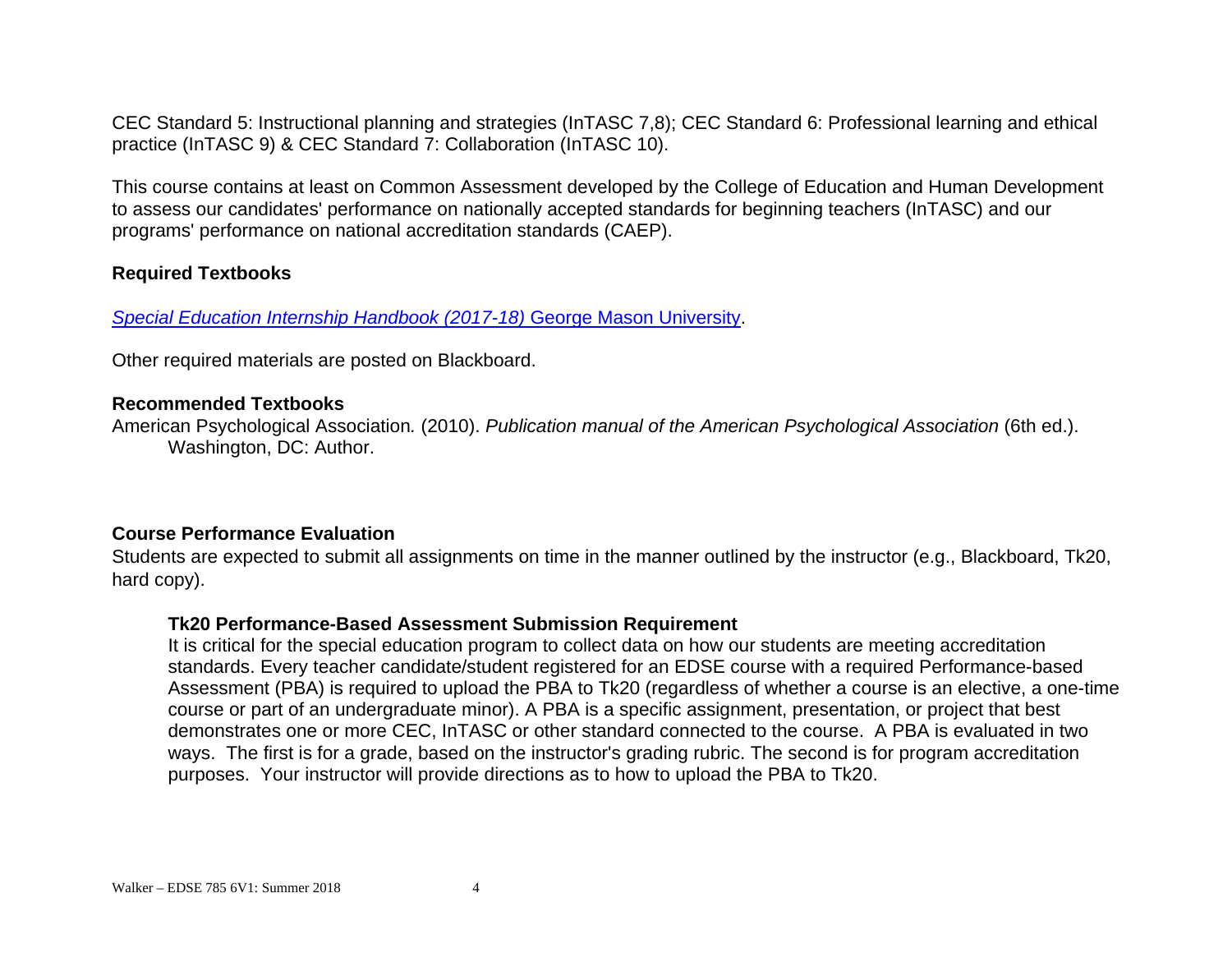CEC Standard 5: Instructional planning and strategies (InTASC 7,8); CEC Standard 6: Professional learning and ethical practice (InTASC 9) & CEC Standard 7: Collaboration (InTASC 10).

This course contains at least on Common Assessment developed by the College of Education and Human Development to assess our candidates' performance on nationally accepted standards for beginning teachers (InTASC) and our programs' performance on national accreditation standards (CAEP).

## Required Textbooks

*Special Education Internship Handbook (2017-18)* George Mason University.

Other required materials are posted on Blackboard.

## Recommended Textbooks

American Psychological Association. (2010). *Publication manual of the American Psychological Association* (6th ed.). Washington, DC: Author.

## Course Performance Evaluation

Students are expected to submit all assignments on time in the manner outlined by the instructor (e.g., Blackboard, Tk20, hard copy).

### Tk20 Performance-Based Assessment Submission Requirement

It is critical for the special education program to collect data on how our students are meeting accreditation standards. Every teacher candidate/student registered for an EDSE course with a required Performance-based Assessment (PBA) is required to upload the PBA to Tk20 (regardless of whether a course is an elective, a one-time course or part of an undergraduate minor). A PBA is a specific assignment, presentation, or project that best demonstrates one or more CEC, InTASC or other standard connected to the course. A PBA is evaluated in two ways. The first is for a grade, based on the instructor's grading rubric. The second is for program accreditation purposes. Your instructor will provide directions as to how to upload the PBA to Tk20.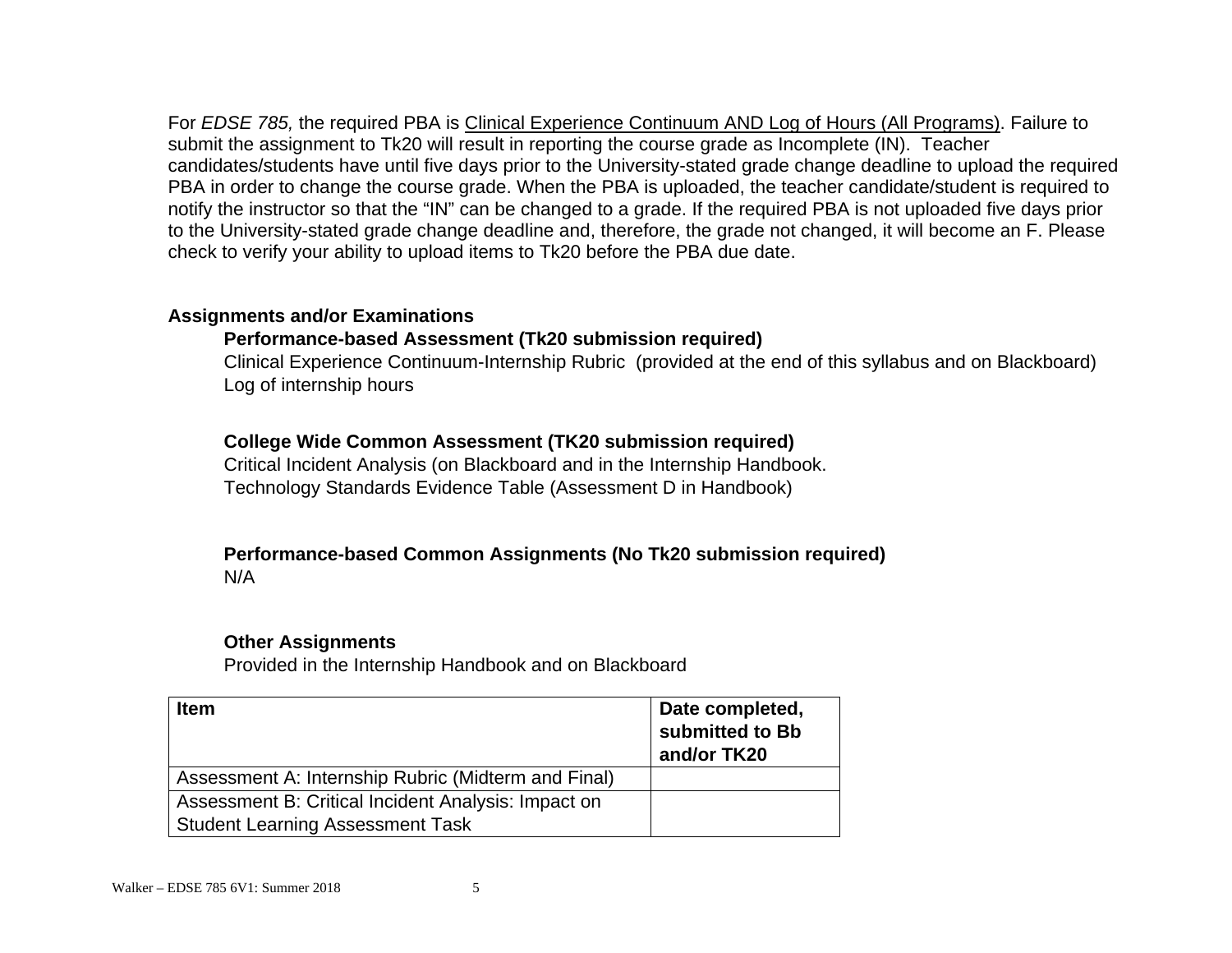For *EDSE 785,* the required PBA is Clinical Experience Continuum AND Log of Hours (All Programs). Failure to submit the assignment to Tk20 will result in reporting the course grade as Incomplete (IN). Teacher candidates/students have until five days prior to the University-stated grade change deadline to upload the required PBA in order to change the course grade. When the PBA is uploaded, the teacher candidate/student is required to notify the instructor so that the "IN" can be changed to a grade. If the required PBA is not uploaded five days prior to the University-stated grade change deadline and, therefore, the grade not changed, it will become an F. Please check to verify your ability to upload items to Tk20 before the PBA due date.

**Assignments and/or Examinations**

**Performance-based Assessment (Tk20 submission required)**

Clinical Experience Continuum-Internship Rubric (provided at the end of this syllabus and on Blackboard)
Log of internship hours

**College Wide Common Assessment (TK20 submission required)**

Critical Incident Analysis (on Blackboard and in the Internship Handbook.
Technology Standards Evidence Table (Assessment D in Handbook)

**Performance-based Common Assignments (No Tk20 submission required)**

N/A

**Other Assignments**

Provided in the Internship Handbook and on Blackboard

| **Item** | **Date completed, submitted to Bb and/or TK20** |
|---|---|
| Assessment A: Internship Rubric (Midterm and Final) | |
| Assessment B: Critical Incident Analysis: Impact on Student Learning Assessment Task | |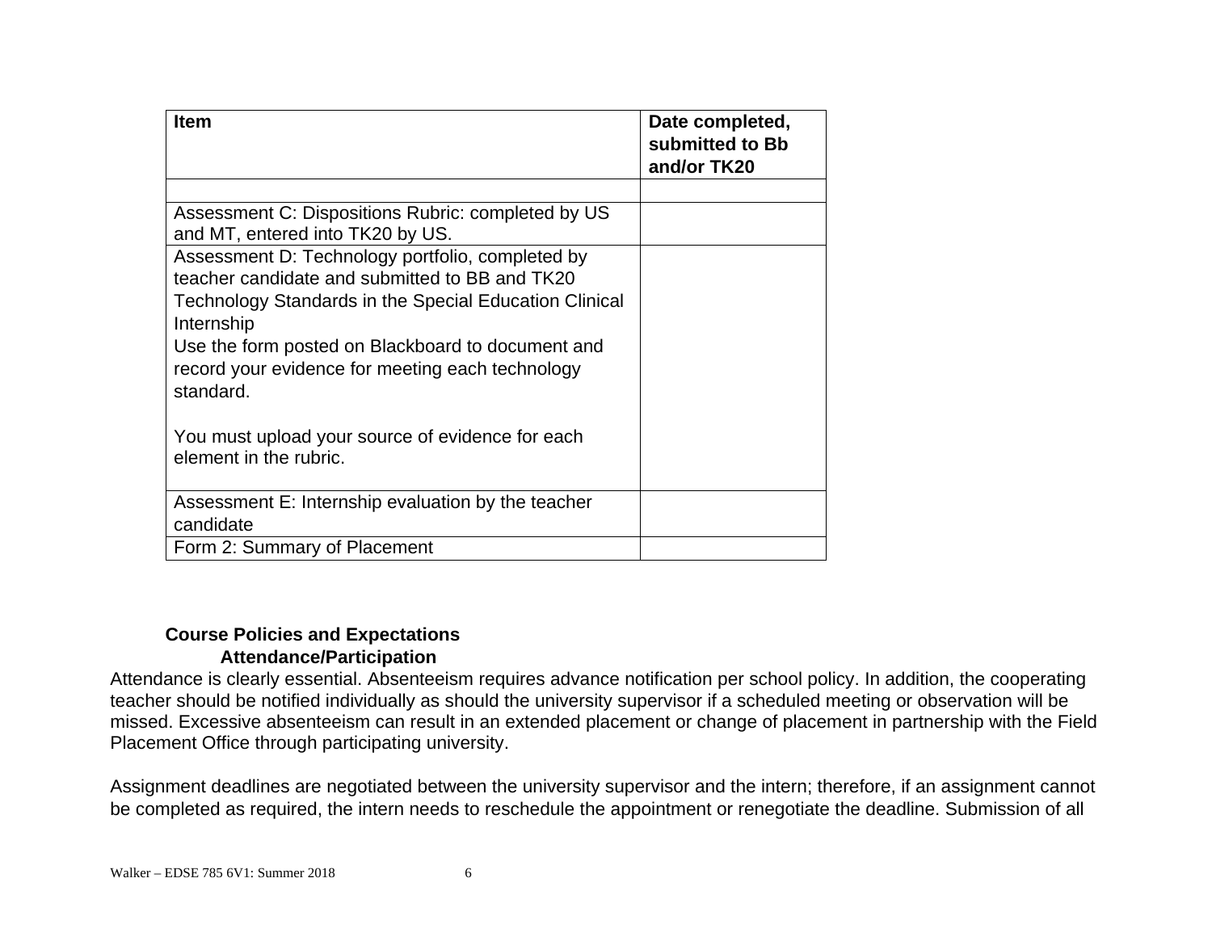| Item | Date completed, submitted to Bb and/or TK20 |
| --- | --- |
| | |
| Assessment C: Dispositions Rubric: completed by US and MT, entered into TK20 by US. | |
| Assessment D: Technology portfolio, completed by teacher candidate and submitted to BB and TK20 Technology Standards in the Special Education Clinical Internship Use the form posted on Blackboard to document and record your evidence for meeting each technology standard. You must upload your source of evidence for each element in the rubric. | |
| Assessment E: Internship evaluation by the teacher candidate | |
| Form 2: Summary of Placement | |

## Course Policies and Expectations

### Attendance/Participation

Attendance is clearly essential. Absenteeism requires advance notification per school policy. In addition, the cooperating teacher should be notified individually as should the university supervisor if a scheduled meeting or observation will be missed. Excessive absenteeism can result in an extended placement or change of placement in partnership with the Field Placement Office through participating university.

Assignment deadlines are negotiated between the university supervisor and the intern; therefore, if an assignment cannot be completed as required, the intern needs to reschedule the appointment or renegotiate the deadline. Submission of all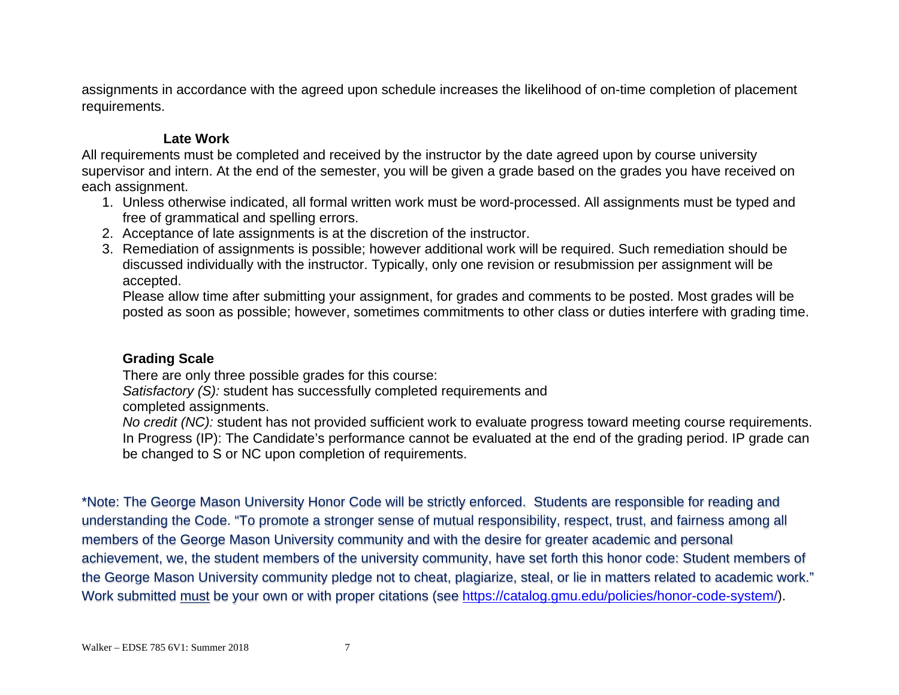assignments in accordance with the agreed upon schedule increases the likelihood of on-time completion of placement requirements.

### Late Work

All requirements must be completed and received by the instructor by the date agreed upon by course university supervisor and intern. At the end of the semester, you will be given a grade based on the grades you have received on each assignment.

1. Unless otherwise indicated, all formal written work must be word-processed. All assignments must be typed and free of grammatical and spelling errors.
2. Acceptance of late assignments is at the discretion of the instructor.
3. Remediation of assignments is possible; however additional work will be required. Such remediation should be discussed individually with the instructor. Typically, only one revision or resubmission per assignment will be accepted.
   Please allow time after submitting your assignment, for grades and comments to be posted. Most grades will be posted as soon as possible; however, sometimes commitments to other class or duties interfere with grading time.

### Grading Scale

There are only three possible grades for this course:
*Satisfactory (S):* student has successfully completed requirements and completed assignments.
*No credit (NC):* student has not provided sufficient work to evaluate progress toward meeting course requirements.
In Progress (IP): The Candidate's performance cannot be evaluated at the end of the grading period. IP grade can be changed to S or NC upon completion of requirements.

*Note: The George Mason University Honor Code will be strictly enforced. Students are responsible for reading and understanding the Code. "To promote a stronger sense of mutual responsibility, respect, trust, and fairness among all members of the George Mason University community and with the desire for greater academic and personal achievement, we, the student members of the university community, have set forth this honor code: Student members of the George Mason University community pledge not to cheat, plagiarize, steal, or lie in matters related to academic work." Work submitted <u>must</u> be your own or with proper citations (see https://catalog.gmu.edu/policies/honor-code-system/).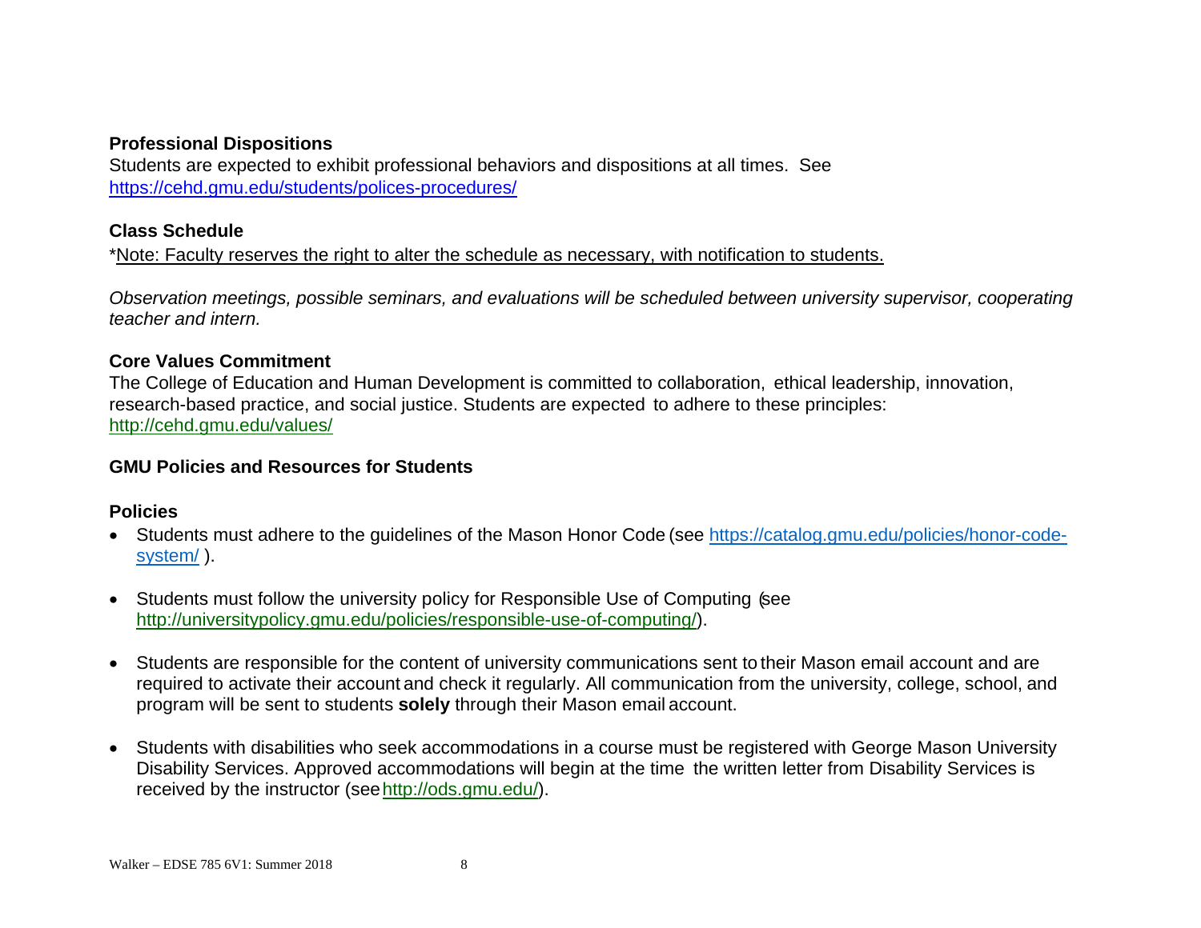**Professional Dispositions**

Students are expected to exhibit professional behaviors and dispositions at all times. See https://cehd.gmu.edu/students/polices-procedures/

**Class Schedule**

*Note: Faculty reserves the right to alter the schedule as necessary, with notification to students.

*Observation meetings, possible seminars, and evaluations will be scheduled between university supervisor, cooperating teacher and intern.*

**Core Values Commitment**

The College of Education and Human Development is committed to collaboration, ethical leadership, innovation, research-based practice, and social justice. Students are expected to adhere to these principles: http://cehd.gmu.edu/values/

**GMU Policies and Resources for Students**

**Policies**

- Students must adhere to the guidelines of the Mason Honor Code (see https://catalog.gmu.edu/policies/honor-code-system/ ).

- Students must follow the university policy for Responsible Use of Computing (see http://universitypolicy.gmu.edu/policies/responsible-use-of-computing/).

- Students are responsible for the content of university communications sent to their Mason email account and are required to activate their account and check it regularly. All communication from the university, college, school, and program will be sent to students **solely** through their Mason email account.

- Students with disabilities who seek accommodations in a course must be registered with George Mason University Disability Services. Approved accommodations will begin at the time the written letter from Disability Services is received by the instructor (see http://ods.gmu.edu/).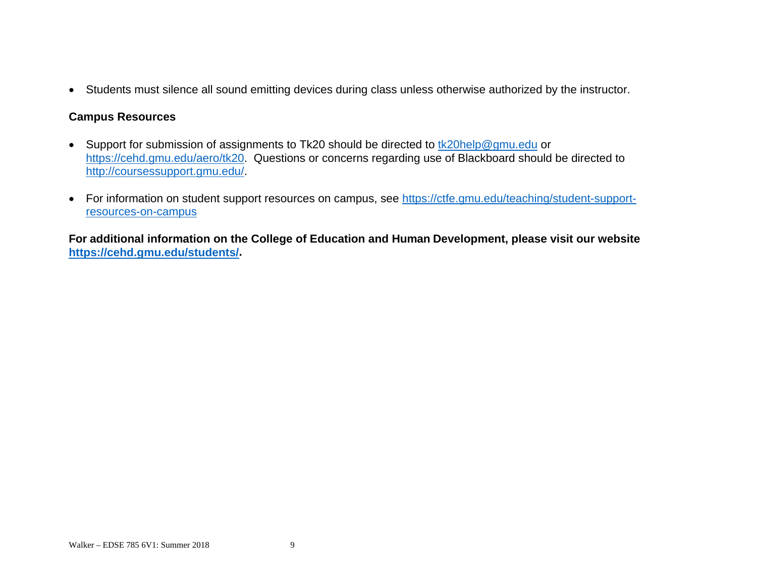- Students must silence all sound emitting devices during class unless otherwise authorized by the instructor.

**Campus Resources**

- Support for submission of assignments to Tk20 should be directed to tk20help@gmu.edu or https://cehd.gmu.edu/aero/tk20. Questions or concerns regarding use of Blackboard should be directed to http://coursessupport.gmu.edu/.

- For information on student support resources on campus, see https://ctfe.gmu.edu/teaching/student-support-resources-on-campus

**For additional information on the College of Education and Human Development, please visit our website https://cehd.gmu.edu/students/.**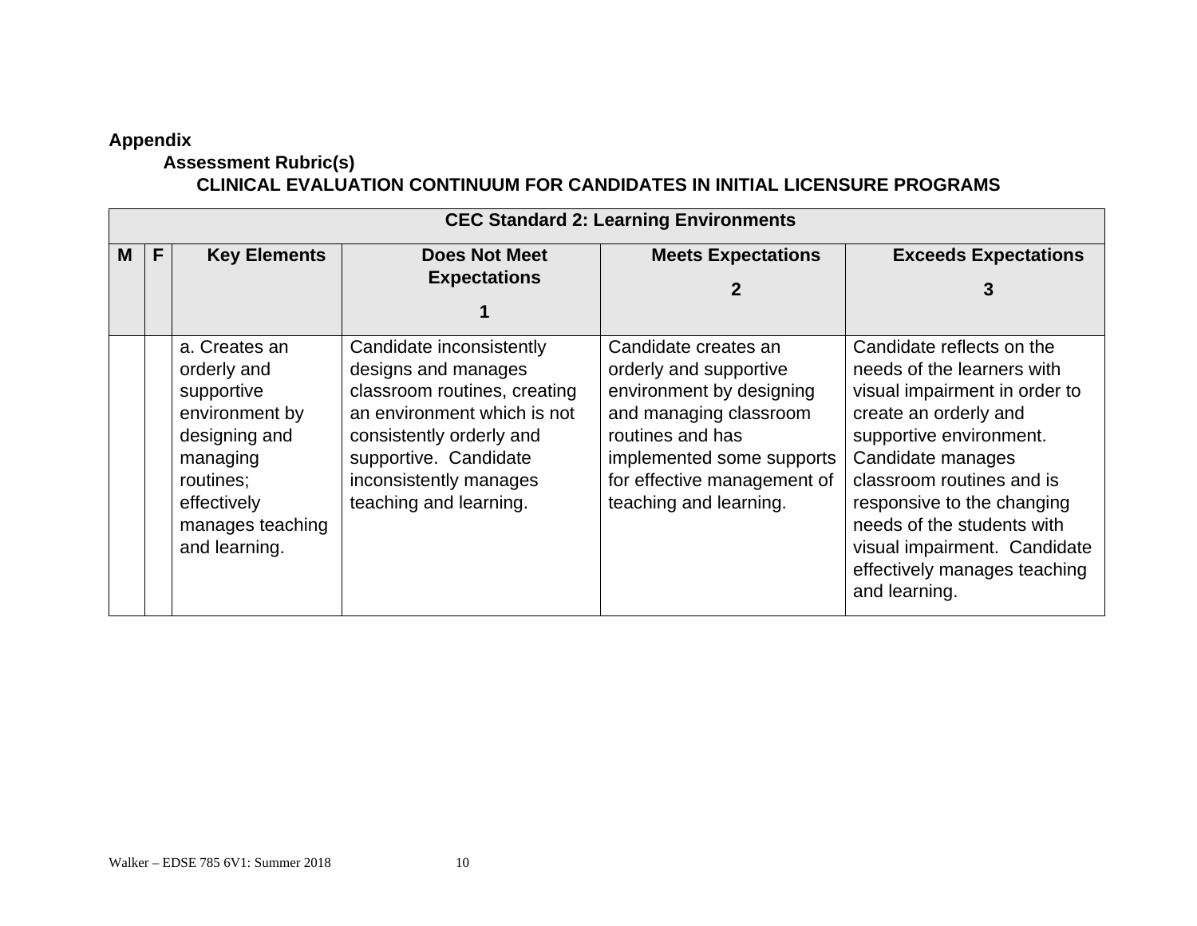**Appendix**

**Assessment Rubric(s)**

**CLINICAL EVALUATION CONTINUUM FOR CANDIDATES IN INITIAL LICENSURE PROGRAMS**

| **CEC Standard 2: Learning Environments** | | | | | |
|---|---|---|---|---|---|
| **M** | **F** | **Key Elements** | **Does Not Meet Expectations 1** | **Meets Expectations 2** | **Exceeds Expectations 3** |
| | | a. Creates an orderly and supportive environment by designing and managing routines; effectively manages teaching and learning. | Candidate inconsistently designs and manages classroom routines, creating an environment which is not consistently orderly and supportive. Candidate inconsistently manages teaching and learning. | Candidate creates an orderly and supportive environment by designing and managing classroom routines and has implemented some supports for effective management of teaching and learning. | Candidate reflects on the needs of the learners with visual impairment in order to create an orderly and supportive environment. Candidate manages classroom routines and is responsive to the changing needs of the students with visual impairment. Candidate effectively manages teaching and learning. |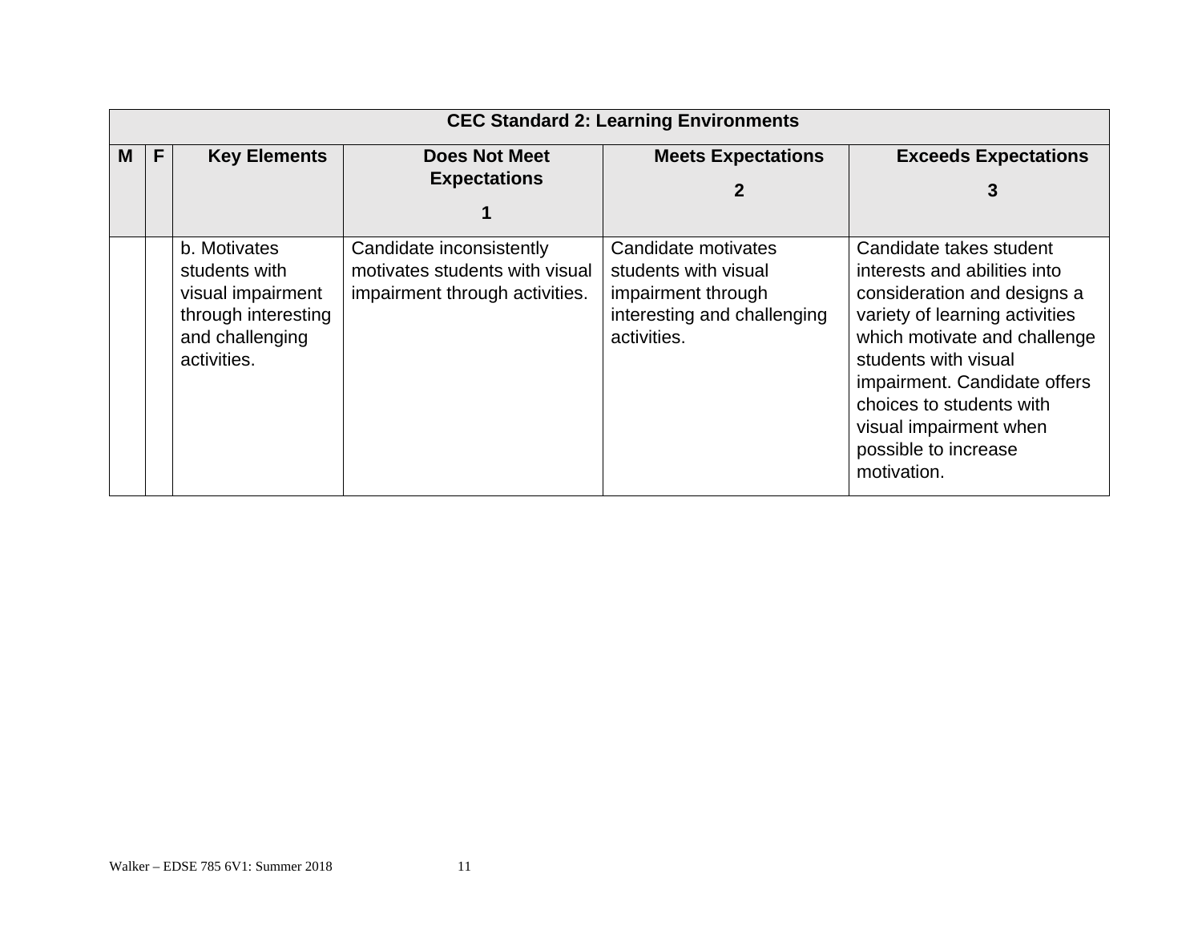| CEC Standard 2: Learning Environments | | | | | |
|---|---|---|---|---|---|
| **M** | **F** | **Key Elements** | **Does Not Meet Expectations 1** | **Meets Expectations 2** | **Exceeds Expectations 3** |
| | | b. Motivates students with visual impairment through interesting and challenging activities. | Candidate inconsistently motivates students with visual impairment through activities. | Candidate motivates students with visual impairment through interesting and challenging activities. | Candidate takes student interests and abilities into consideration and designs a variety of learning activities which motivate and challenge students with visual impairment. Candidate offers choices to students with visual impairment when possible to increase motivation. |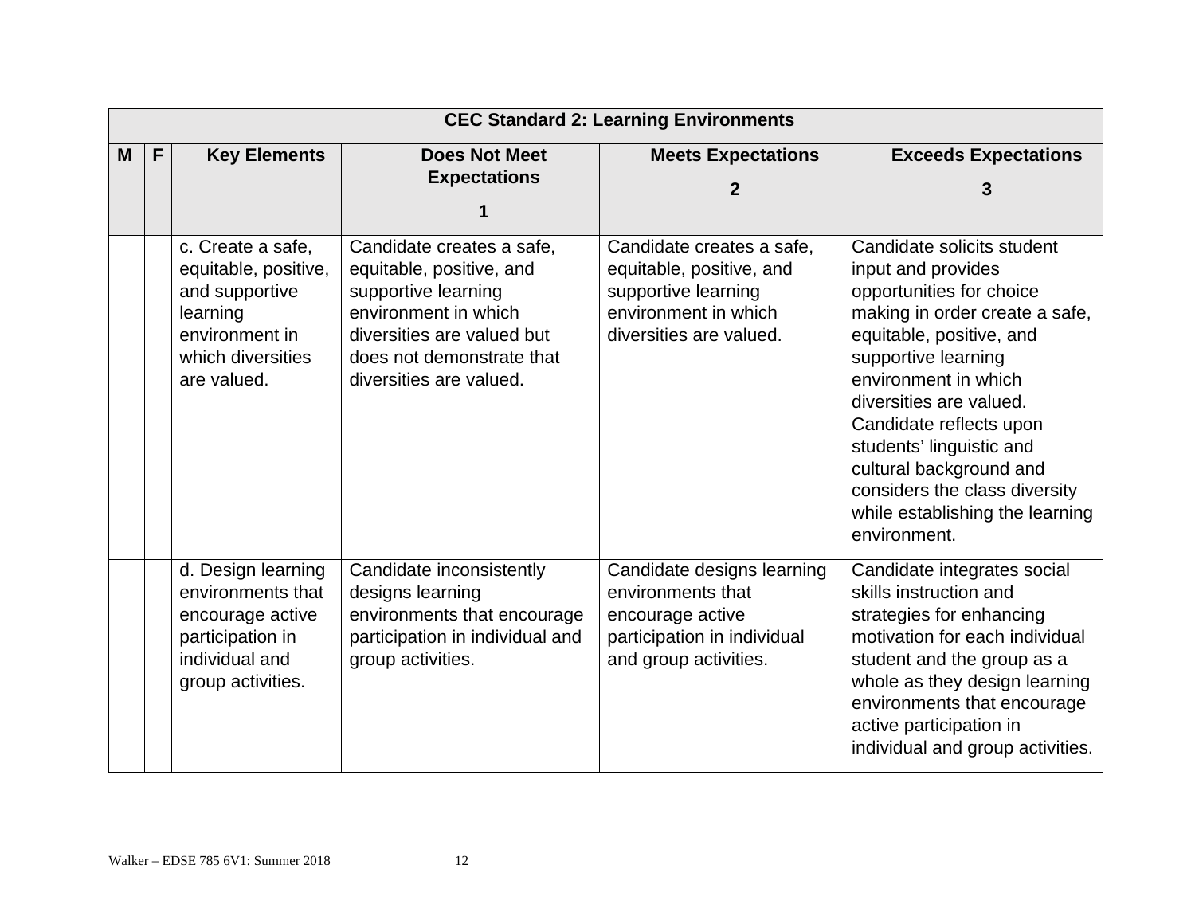| CEC Standard 2: Learning Environments | | | | | |
|---|---|---|---|---|---|
| **M** | **F** | **Key Elements** | **Does Not Meet Expectations 1** | **Meets Expectations 2** | **Exceeds Expectations 3** |
| | | c. Create a safe, equitable, positive, and supportive learning environment in which diversities are valued. | Candidate creates a safe, equitable, positive, and supportive learning environment in which diversities are valued but does not demonstrate that diversities are valued. | Candidate creates a safe, equitable, positive, and supportive learning environment in which diversities are valued. | Candidate solicits student input and provides opportunities for choice making in order create a safe, equitable, positive, and supportive learning environment in which diversities are valued. Candidate reflects upon students' linguistic and cultural background and considers the class diversity while establishing the learning environment. |
| | | d. Design learning environments that encourage active participation in individual and group activities. | Candidate inconsistently designs learning environments that encourage participation in individual and group activities. | Candidate designs learning environments that encourage active participation in individual and group activities. | Candidate integrates social skills instruction and strategies for enhancing motivation for each individual student and the group as a whole as they design learning environments that encourage active participation in individual and group activities. |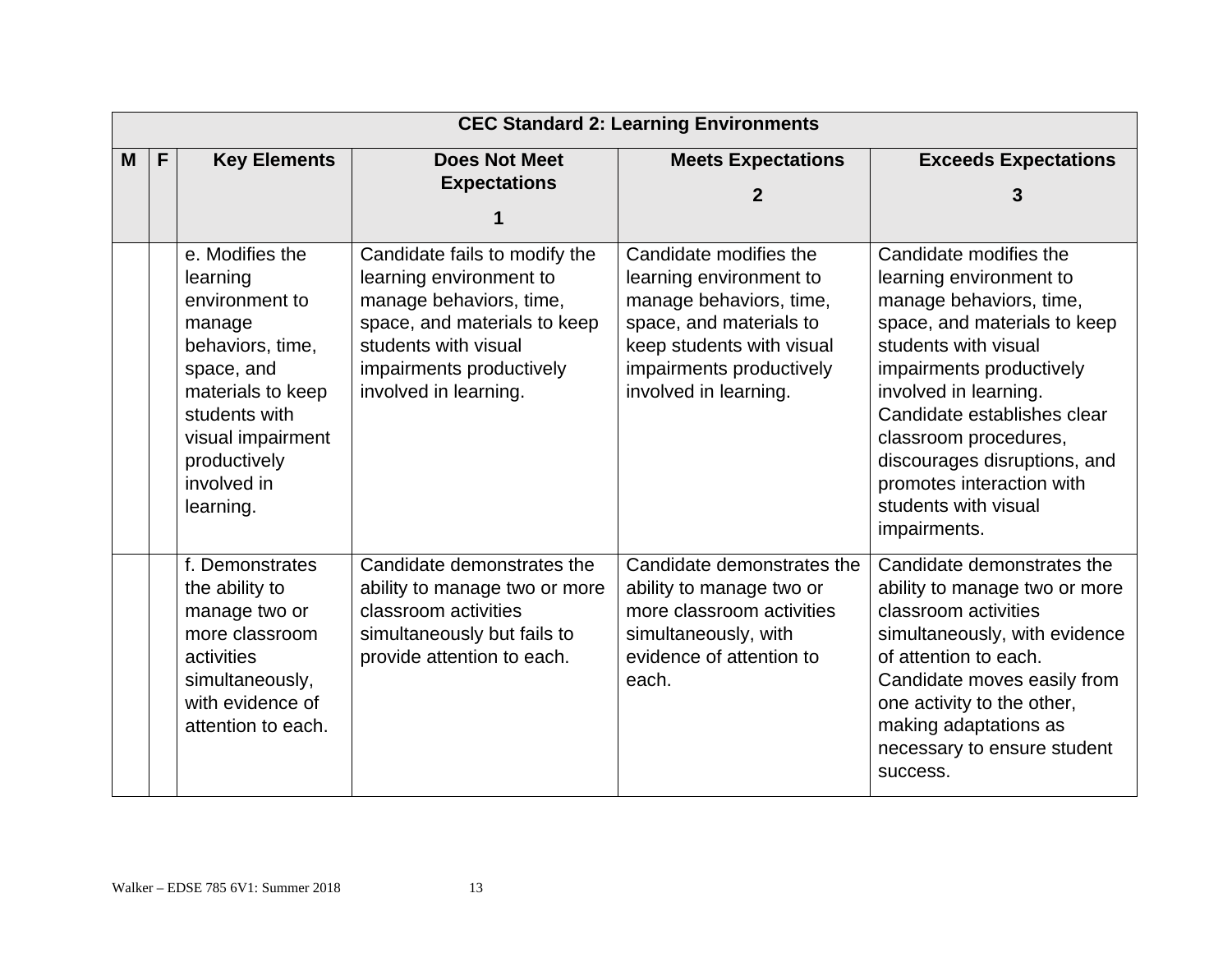| CEC Standard 2: Learning Environments | | | | | |
|---|---|---|---|---|---|
| **M** | **F** | **Key Elements** | **Does Not Meet Expectations 1** | **Meets Expectations 2** | **Exceeds Expectations 3** |
| | | e. Modifies the learning environment to manage behaviors, time, space, and materials to keep students with visual impairment productively involved in learning. | Candidate fails to modify the learning environment to manage behaviors, time, space, and materials to keep students with visual impairments productively involved in learning. | Candidate modifies the learning environment to manage behaviors, time, space, and materials to keep students with visual impairments productively involved in learning. | Candidate modifies the learning environment to manage behaviors, time, space, and materials to keep students with visual impairments productively involved in learning. Candidate establishes clear classroom procedures, discourages disruptions, and promotes interaction with students with visual impairments. |
| | | f. Demonstrates the ability to manage two or more classroom activities simultaneously, with evidence of attention to each. | Candidate demonstrates the ability to manage two or more classroom activities simultaneously but fails to provide attention to each. | Candidate demonstrates the ability to manage two or more classroom activities simultaneously, with evidence of attention to each. | Candidate demonstrates the ability to manage two or more classroom activities simultaneously, with evidence of attention to each. Candidate moves easily from one activity to the other, making adaptations as necessary to ensure student success. |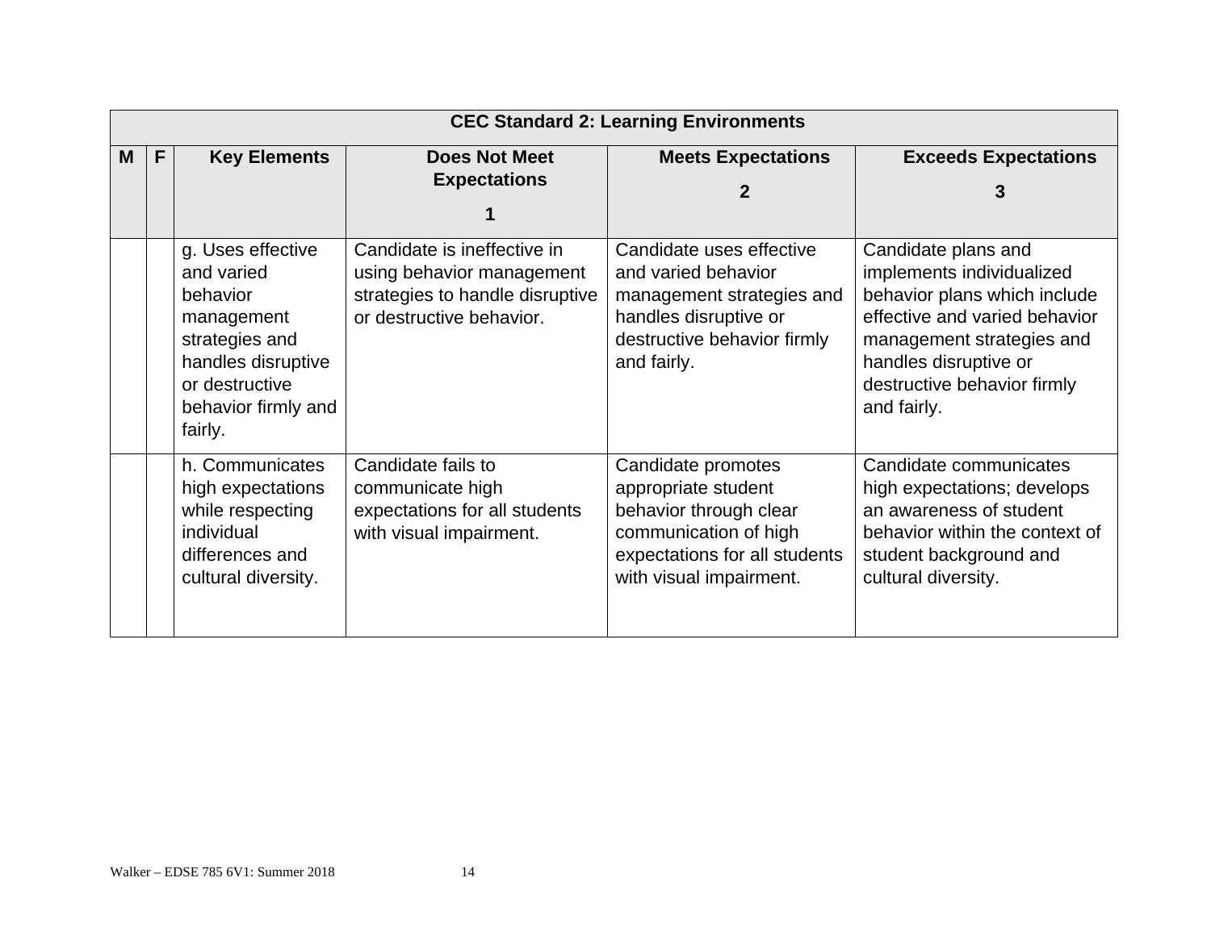| CEC Standard 2: Learning Environments | | | | | |
|---|---|---|---|---|---|
| **M** | **F** | **Key Elements** | **Does Not Meet Expectations 1** | **Meets Expectations 2** | **Exceeds Expectations 3** |
| | | g. Uses effective and varied behavior management strategies and handles disruptive or destructive behavior firmly and fairly. | Candidate is ineffective in using behavior management strategies to handle disruptive or destructive behavior. | Candidate uses effective and varied behavior management strategies and handles disruptive or destructive behavior firmly and fairly. | Candidate plans and implements individualized behavior plans which include effective and varied behavior management strategies and handles disruptive or destructive behavior firmly and fairly. |
| | | h. Communicates high expectations while respecting individual differences and cultural diversity. | Candidate fails to communicate high expectations for all students with visual impairment. | Candidate promotes appropriate student behavior through clear communication of high expectations for all students with visual impairment. | Candidate communicates high expectations; develops an awareness of student behavior within the context of student background and cultural diversity. |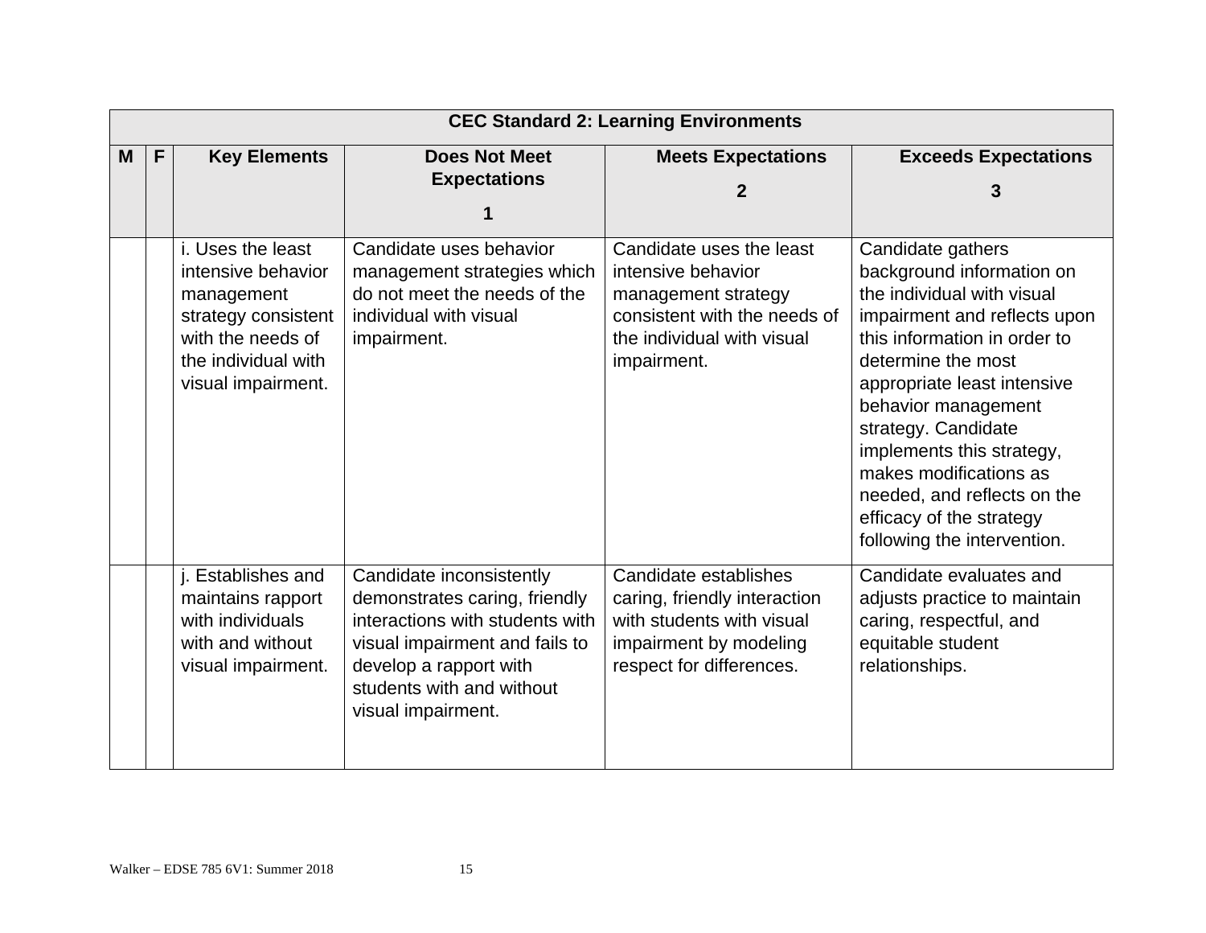| CEC Standard 2: Learning Environments | | | | | |
|---|---|---|---|---|---|
| M | F | Key Elements | Does Not Meet Expectations 1 | Meets Expectations 2 | Exceeds Expectations 3 |
| | | i. Uses the least intensive behavior management strategy consistent with the needs of the individual with visual impairment. | Candidate uses behavior management strategies which do not meet the needs of the individual with visual impairment. | Candidate uses the least intensive behavior management strategy consistent with the needs of the individual with visual impairment. | Candidate gathers background information on the individual with visual impairment and reflects upon this information in order to determine the most appropriate least intensive behavior management strategy. Candidate implements this strategy, makes modifications as needed, and reflects on the efficacy of the strategy following the intervention. |
| | | j. Establishes and maintains rapport with individuals with and without visual impairment. | Candidate inconsistently demonstrates caring, friendly interactions with students with visual impairment and fails to develop a rapport with students with and without visual impairment. | Candidate establishes caring, friendly interaction with students with visual impairment by modeling respect for differences. | Candidate evaluates and adjusts practice to maintain caring, respectful, and equitable student relationships. |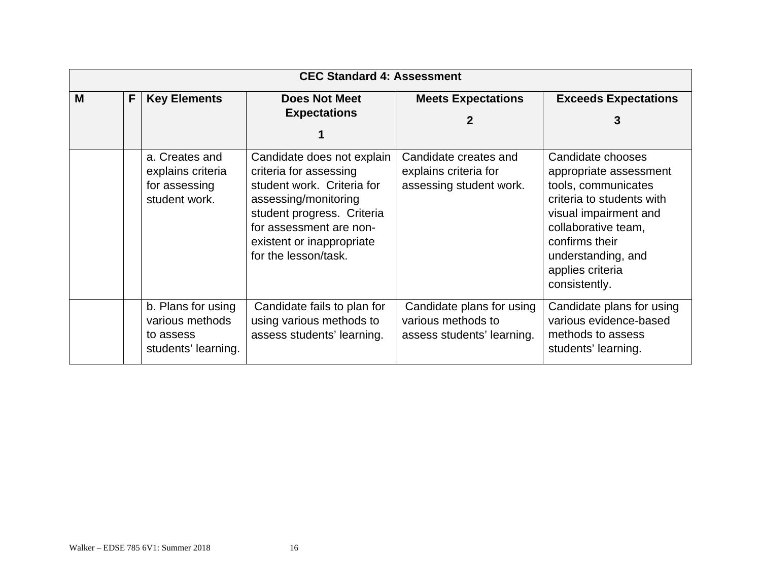| CEC Standard 4: Assessment | | | | | |
|---|---|---|---|---|---|
| **M** | **F** | **Key Elements** | **Does Not Meet Expectations**<br>**1** | **Meets Expectations**<br>**2** | **Exceeds Expectations**<br>**3** |
| | | a. Creates and explains criteria for assessing student work. | Candidate does not explain criteria for assessing student work. Criteria for assessing/monitoring student progress. Criteria for assessment are non-existent or inappropriate for the lesson/task. | Candidate creates and explains criteria for assessing student work. | Candidate chooses appropriate assessment tools, communicates criteria to students with visual impairment and collaborative team, confirms their understanding, and applies criteria consistently. |
| | | b. Plans for using various methods to assess students' learning. | Candidate fails to plan for using various methods to assess students' learning. | Candidate plans for using various methods to assess students' learning. | Candidate plans for using various evidence-based methods to assess students' learning. |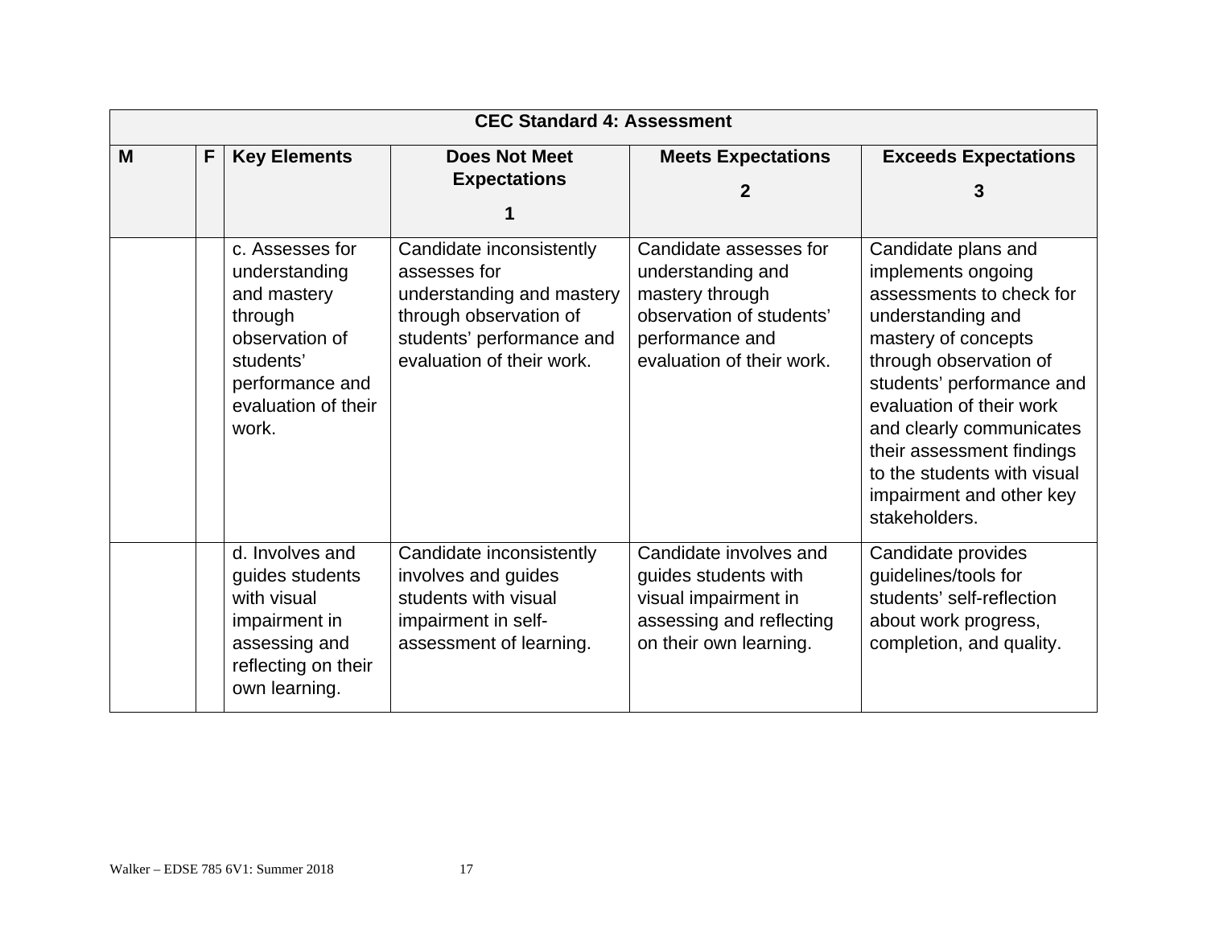| CEC Standard 4: Assessment | | | | | |
|---|---|---|---|---|---|
| **M** | **F** | **Key Elements** | **Does Not Meet Expectations 1** | **Meets Expectations 2** | **Exceeds Expectations 3** |
| | | c. Assesses for understanding and mastery through observation of students' performance and evaluation of their work. | Candidate inconsistently assesses for understanding and mastery through observation of students' performance and evaluation of their work. | Candidate assesses for understanding and mastery through observation of students' performance and evaluation of their work. | Candidate plans and implements ongoing assessments to check for understanding and mastery of concepts through observation of students' performance and evaluation of their work and clearly communicates their assessment findings to the students with visual impairment and other key stakeholders. |
| | | d. Involves and guides students with visual impairment in assessing and reflecting on their own learning. | Candidate inconsistently involves and guides students with visual impairment in self-assessment of learning. | Candidate involves and guides students with visual impairment in assessing and reflecting on their own learning. | Candidate provides guidelines/tools for students' self-reflection about work progress, completion, and quality. |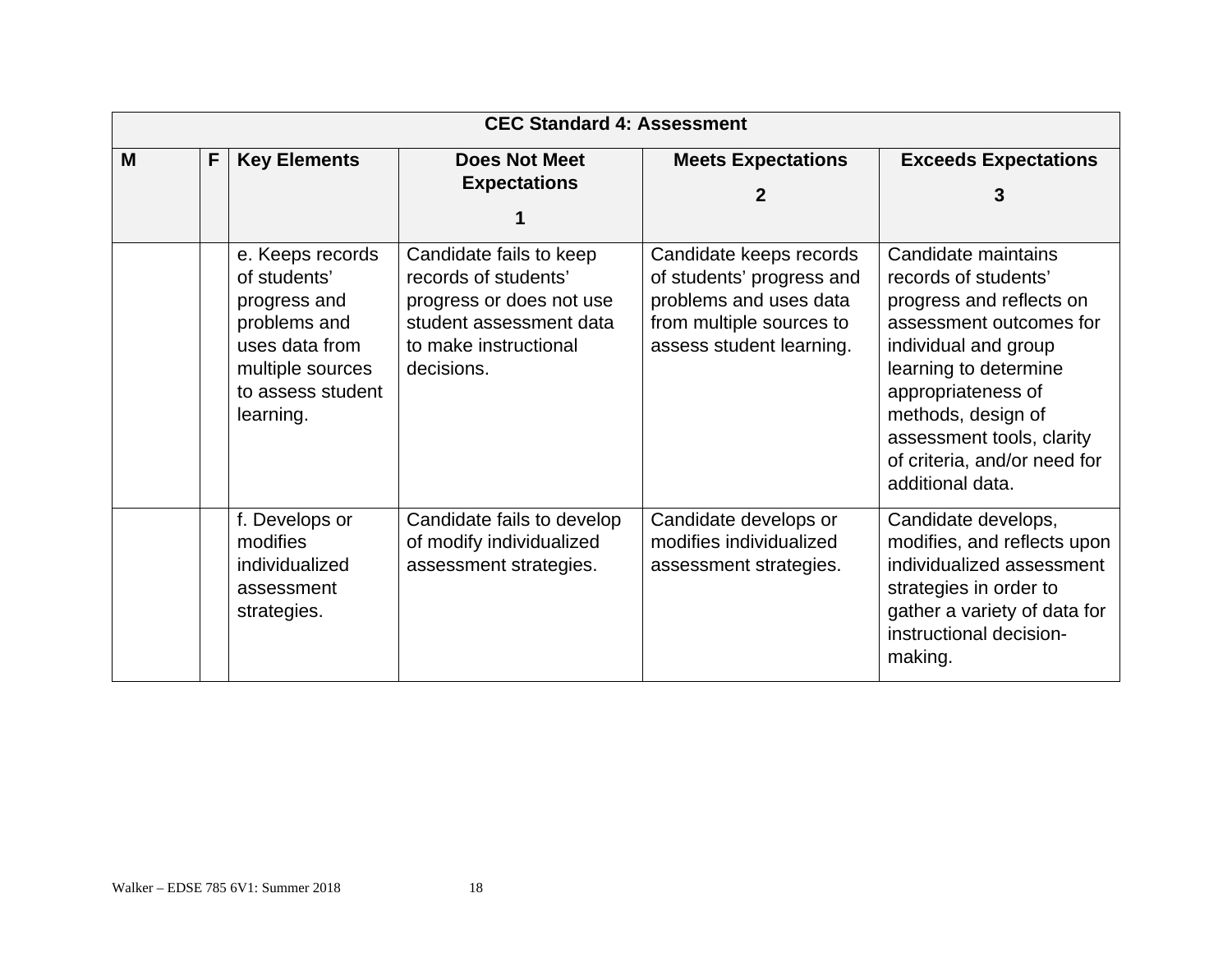| CEC Standard 4: Assessment | | | | | |
|---|---|---|---|---|---|
| **M** | **F** | **Key Elements** | **Does Not Meet Expectations 1** | **Meets Expectations 2** | **Exceeds Expectations 3** |
| | | e. Keeps records of students' progress and problems and uses data from multiple sources to assess student learning. | Candidate fails to keep records of students' progress or does not use student assessment data to make instructional decisions. | Candidate keeps records of students' progress and problems and uses data from multiple sources to assess student learning. | Candidate maintains records of students' progress and reflects on assessment outcomes for individual and group learning to determine appropriateness of methods, design of assessment tools, clarity of criteria, and/or need for additional data. |
| | | f. Develops or modifies individualized assessment strategies. | Candidate fails to develop of modify individualized assessment strategies. | Candidate develops or modifies individualized assessment strategies. | Candidate develops, modifies, and reflects upon individualized assessment strategies in order to gather a variety of data for instructional decision-making. |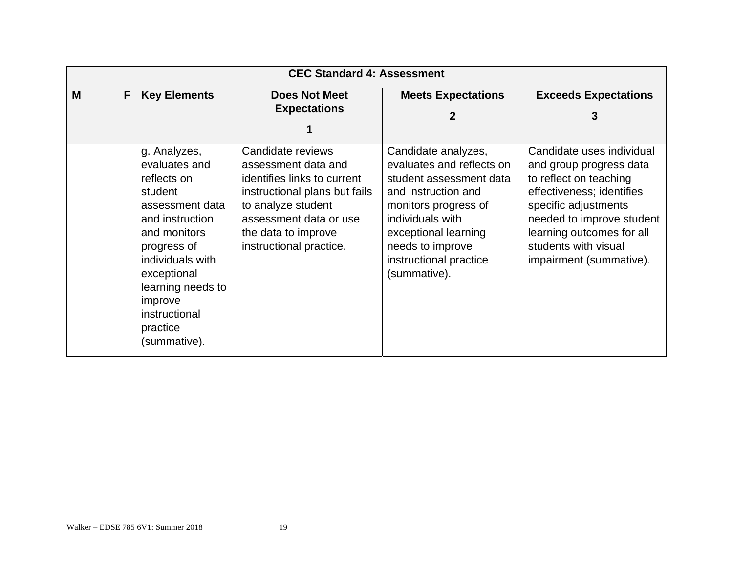| CEC Standard 4: Assessment | | | | | |
|---|---|---|---|---|---|
| **M** | **F** | **Key Elements** | **Does Not Meet Expectations 1** | **Meets Expectations 2** | **Exceeds Expectations 3** |
| | | g. Analyzes, evaluates and reflects on student assessment data and instruction and monitors progress of individuals with exceptional learning needs to improve instructional practice (summative). | Candidate reviews assessment data and identifies links to current instructional plans but fails to analyze student assessment data or use the data to improve instructional practice. | Candidate analyzes, evaluates and reflects on student assessment data and instruction and monitors progress of individuals with exceptional learning needs to improve instructional practice (summative). | Candidate uses individual and group progress data to reflect on teaching effectiveness; identifies specific adjustments needed to improve student learning outcomes for all students with visual impairment (summative). |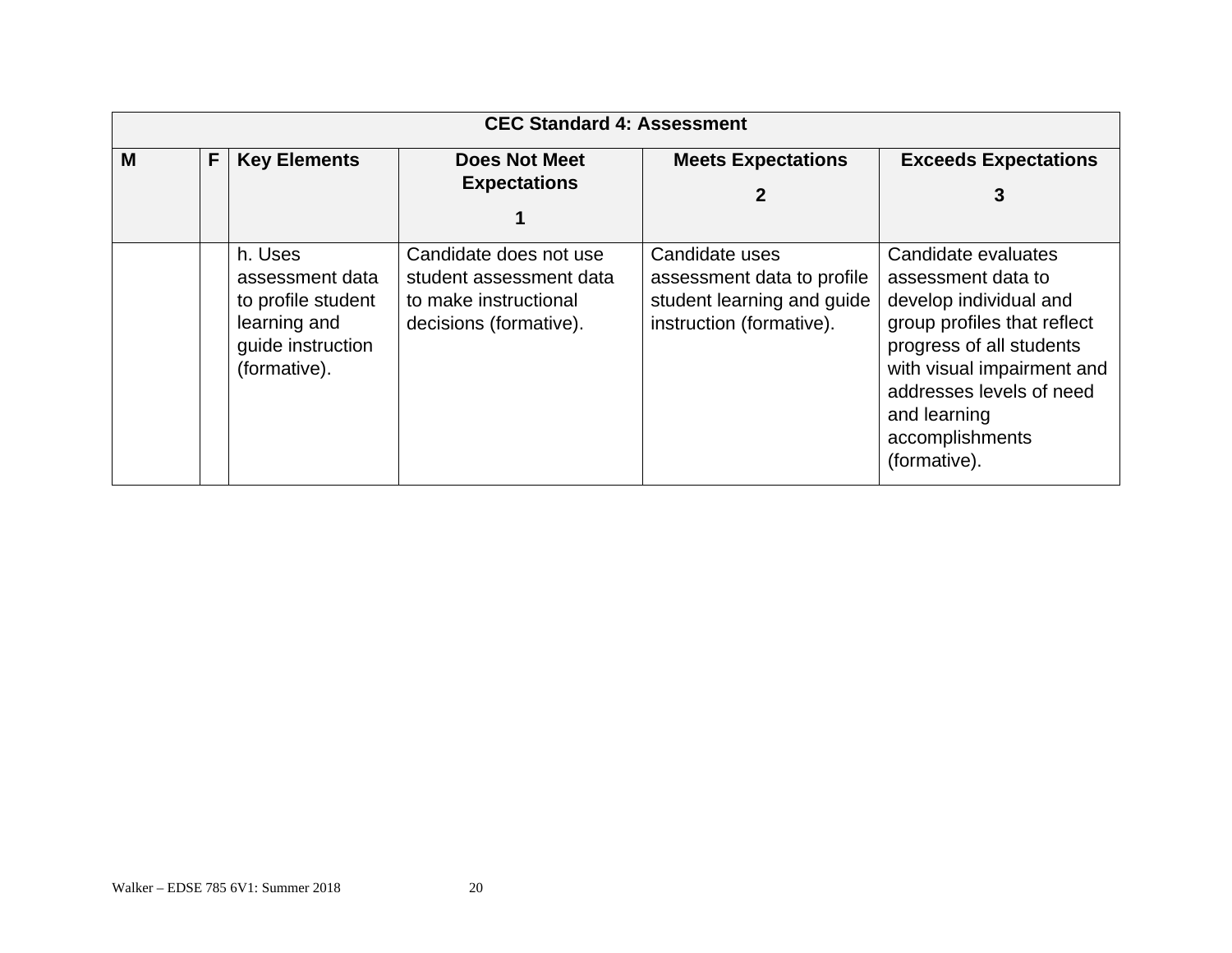| CEC Standard 4: Assessment | | | | | |
|---|---|---|---|---|---|
| M | F | Key Elements | Does Not Meet Expectations<br>1 | Meets Expectations<br>2 | Exceeds Expectations<br>3 |
| | | h. Uses assessment data to profile student learning and guide instruction (formative). | Candidate does not use student assessment data to make instructional decisions (formative). | Candidate uses assessment data to profile student learning and guide instruction (formative). | Candidate evaluates assessment data to develop individual and group profiles that reflect progress of all students with visual impairment and addresses levels of need and learning accomplishments (formative). |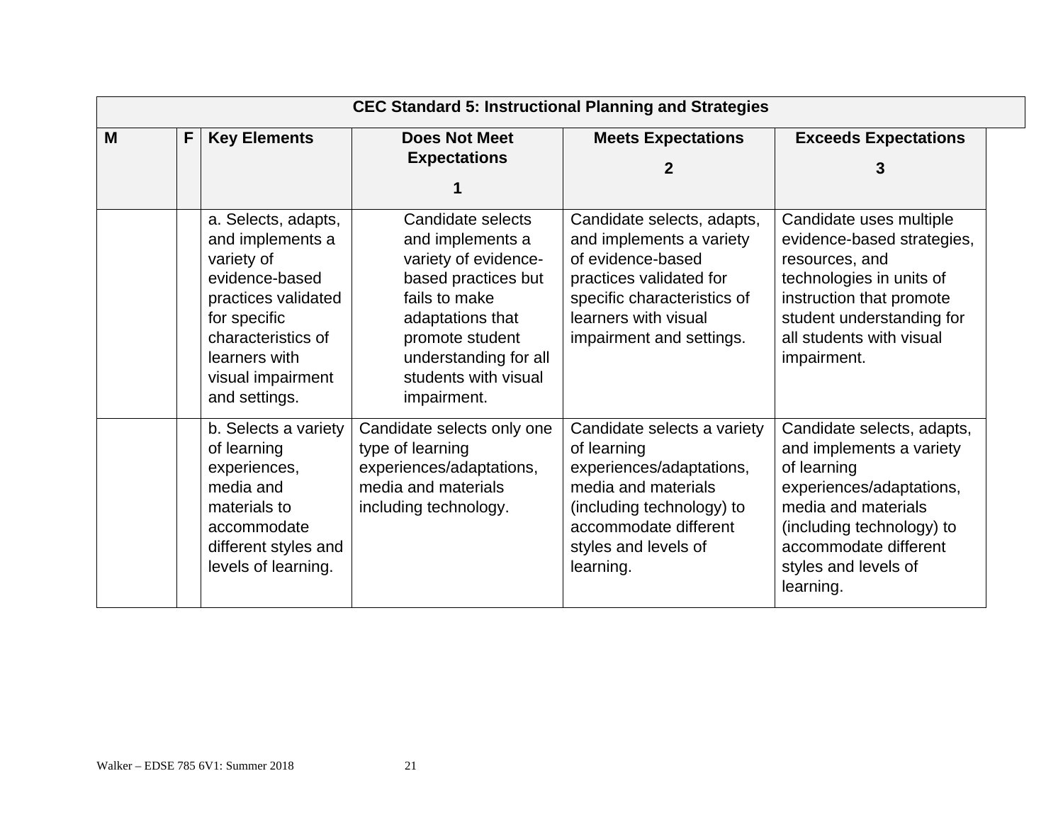| CEC Standard 5: Instructional Planning and Strategies | | | | | |
|---|---|---|---|---|---|
| **M** | **F** | **Key Elements** | **Does Not Meet Expectations 1** | **Meets Expectations 2** | **Exceeds Expectations 3** |
| | | a. Selects, adapts, and implements a variety of evidence-based practices validated for specific characteristics of learners with visual impairment and settings. | Candidate selects and implements a variety of evidence-based practices but fails to make adaptations that promote student understanding for all students with visual impairment. | Candidate selects, adapts, and implements a variety of evidence-based practices validated for specific characteristics of learners with visual impairment and settings. | Candidate uses multiple evidence-based strategies, resources, and technologies in units of instruction that promote student understanding for all students with visual impairment. |
| | | b. Selects a variety of learning experiences, media and materials to accommodate different styles and levels of learning. | Candidate selects only one type of learning experiences/adaptations, media and materials including technology. | Candidate selects a variety of learning experiences/adaptations, media and materials (including technology) to accommodate different styles and levels of learning. | Candidate selects, adapts, and implements a variety of learning experiences/adaptations, media and materials (including technology) to accommodate different styles and levels of learning. |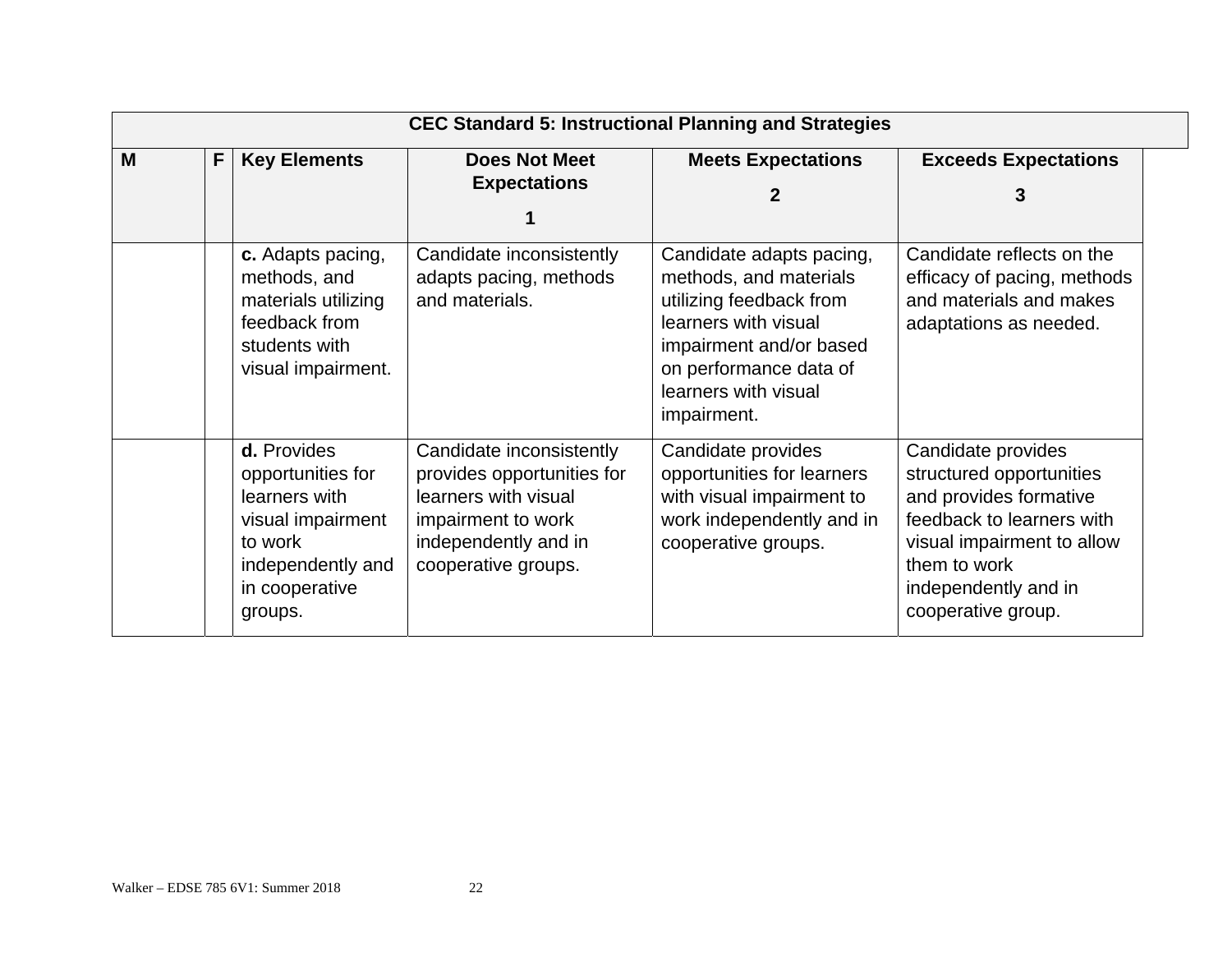| CEC Standard 5: Instructional Planning and Strategies | | | | | |
|---|---|---|---|---|---|
| **M** | **F** | **Key Elements** | **Does Not Meet Expectations 1** | **Meets Expectations 2** | **Exceeds Expectations 3** |
| | | **c.** Adapts pacing, methods, and materials utilizing feedback from students with visual impairment. | Candidate inconsistently adapts pacing, methods and materials. | Candidate adapts pacing, methods, and materials utilizing feedback from learners with visual impairment and/or based on performance data of learners with visual impairment. | Candidate reflects on the efficacy of pacing, methods and materials and makes adaptations as needed. |
| | | **d.** Provides opportunities for learners with visual impairment to work independently and in cooperative groups. | Candidate inconsistently provides opportunities for learners with visual impairment to work independently and in cooperative groups. | Candidate provides opportunities for learners with visual impairment to work independently and in cooperative groups. | Candidate provides structured opportunities and provides formative feedback to learners with visual impairment to allow them to work independently and in cooperative group. |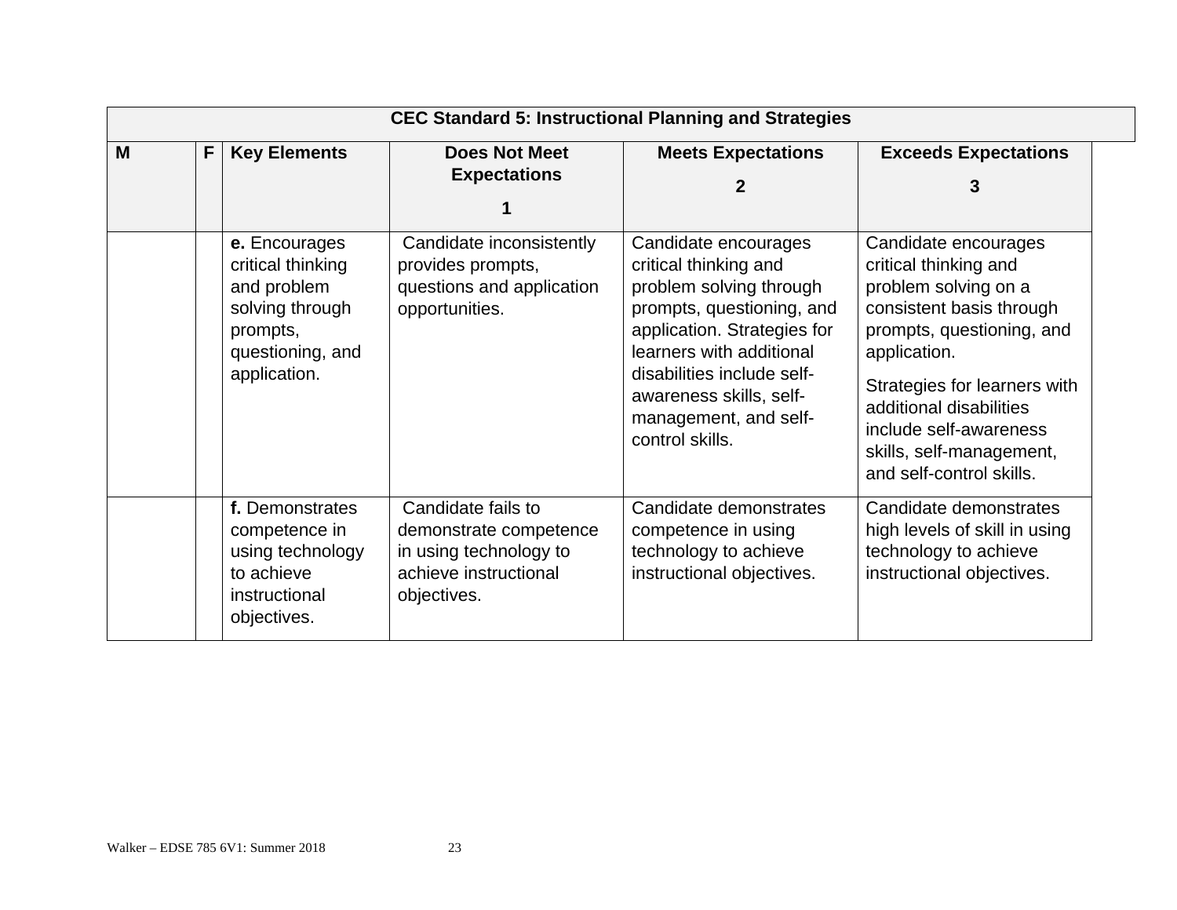| CEC Standard 5: Instructional Planning and Strategies | | | | | |
|---|---|---|---|---|---|
| **M** | **F** | **Key Elements** | **Does Not Meet Expectations 1** | **Meets Expectations 2** | **Exceeds Expectations 3** |
| | | **e.** Encourages critical thinking and problem solving through prompts, questioning, and application. | Candidate inconsistently provides prompts, questions and application opportunities. | Candidate encourages critical thinking and problem solving through prompts, questioning, and application. Strategies for learners with additional disabilities include self-awareness skills, self-management, and self-control skills. | Candidate encourages critical thinking and problem solving on a consistent basis through prompts, questioning, and application. Strategies for learners with additional disabilities include self-awareness skills, self-management, and self-control skills. |
| | | **f.** Demonstrates competence in using technology to achieve instructional objectives. | Candidate fails to demonstrate competence in using technology to achieve instructional objectives. | Candidate demonstrates competence in using technology to achieve instructional objectives. | Candidate demonstrates high levels of skill in using technology to achieve instructional objectives. |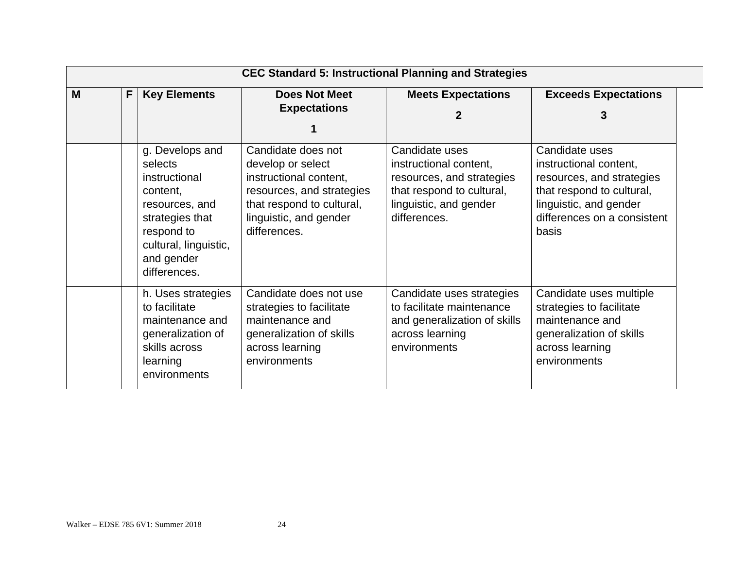| CEC Standard 5: Instructional Planning and Strategies | | | | | |
|---|---|---|---|---|---|
| **M** | **F** | **Key Elements** | **Does Not Meet Expectations 1** | **Meets Expectations 2** | **Exceeds Expectations 3** |
| | | g. Develops and selects instructional content, resources, and strategies that respond to cultural, linguistic, and gender differences. | Candidate does not develop or select instructional content, resources, and strategies that respond to cultural, linguistic, and gender differences. | Candidate uses instructional content, resources, and strategies that respond to cultural, linguistic, and gender differences. | Candidate uses instructional content, resources, and strategies that respond to cultural, linguistic, and gender differences on a consistent basis |
| | | h. Uses strategies to facilitate maintenance and generalization of skills across learning environments | Candidate does not use strategies to facilitate maintenance and generalization of skills across learning environments | Candidate uses strategies to facilitate maintenance and generalization of skills across learning environments | Candidate uses multiple strategies to facilitate maintenance and generalization of skills across learning environments |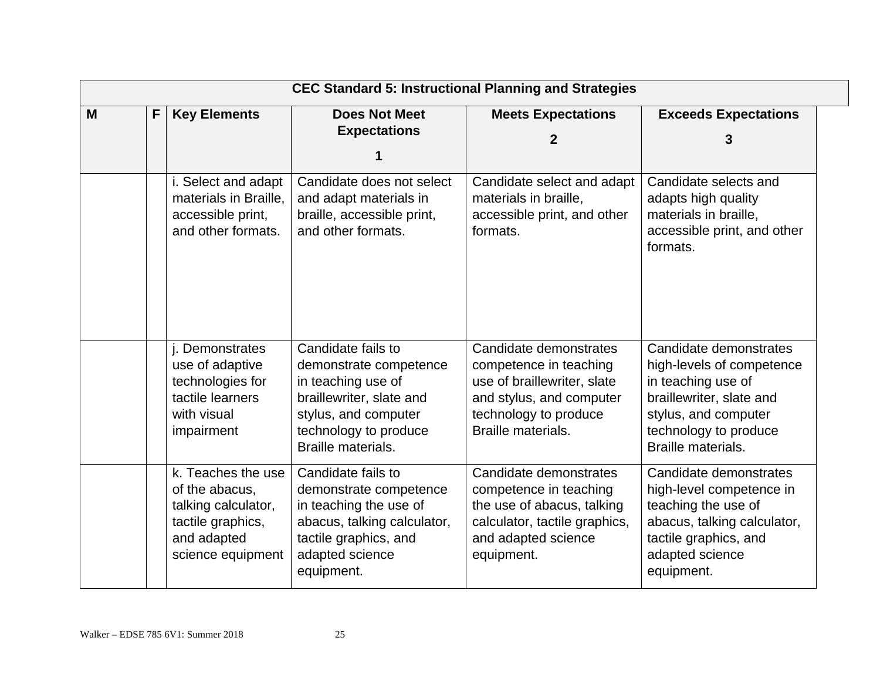| CEC Standard 5: Instructional Planning and Strategies | | | | | |
|---|---|---|---|---|---|
| **M** | **F** | **Key Elements** | **Does Not Meet Expectations 1** | **Meets Expectations 2** | **Exceeds Expectations 3** |
| | | i. Select and adapt materials in Braille, accessible print, and other formats. | Candidate does not select and adapt materials in braille, accessible print, and other formats. | Candidate select and adapt materials in braille, accessible print, and other formats. | Candidate selects and adapts high quality materials in braille, accessible print, and other formats. |
| | | j. Demonstrates use of adaptive technologies for tactile learners with visual impairment | Candidate fails to demonstrate competence in teaching use of braillewriter, slate and stylus, and computer technology to produce Braille materials. | Candidate demonstrates competence in teaching use of braillewriter, slate and stylus, and computer technology to produce Braille materials. | Candidate demonstrates high-levels of competence in teaching use of braillewriter, slate and stylus, and computer technology to produce Braille materials. |
| | | k. Teaches the use of the abacus, talking calculator, tactile graphics, and adapted science equipment | Candidate fails to demonstrate competence in teaching the use of abacus, talking calculator, tactile graphics, and adapted science equipment. | Candidate demonstrates competence in teaching the use of abacus, talking calculator, tactile graphics, and adapted science equipment. | Candidate demonstrates high-level competence in teaching the use of abacus, talking calculator, tactile graphics, and adapted science equipment. |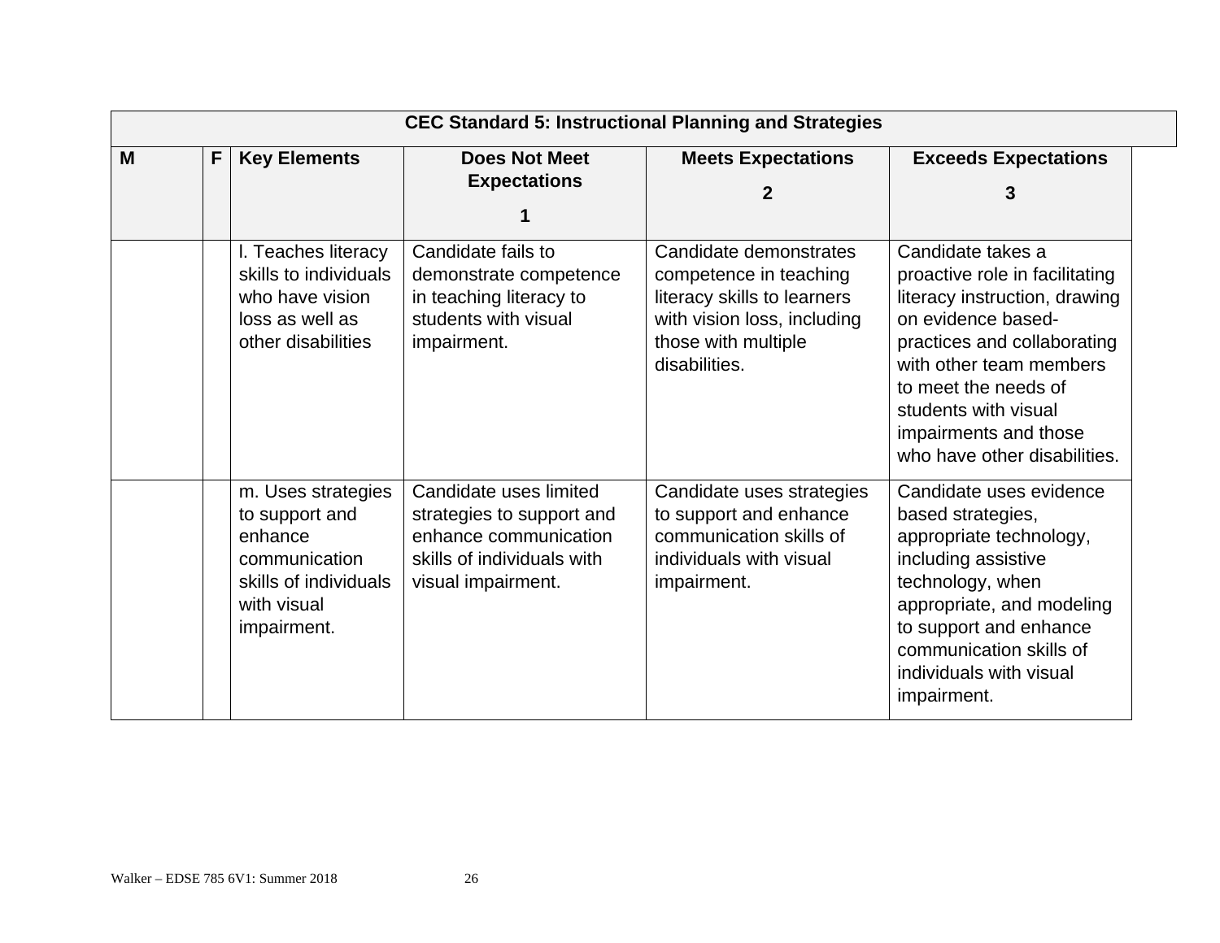| CEC Standard 5: Instructional Planning and Strategies | | | | | |
|---|---|---|---|---|---|
| **M** | **F** | **Key Elements** | **Does Not Meet Expectations 1** | **Meets Expectations 2** | **Exceeds Expectations 3** |
| | | l. Teaches literacy skills to individuals who have vision loss as well as other disabilities | Candidate fails to demonstrate competence in teaching literacy to students with visual impairment. | Candidate demonstrates competence in teaching literacy skills to learners with vision loss, including those with multiple disabilities. | Candidate takes a proactive role in facilitating literacy instruction, drawing on evidence based-practices and collaborating with other team members to meet the needs of students with visual impairments and those who have other disabilities. |
| | | m. Uses strategies to support and enhance communication skills of individuals with visual impairment. | Candidate uses limited strategies to support and enhance communication skills of individuals with visual impairment. | Candidate uses strategies to support and enhance communication skills of individuals with visual impairment. | Candidate uses evidence based strategies, appropriate technology, including assistive technology, when appropriate, and modeling to support and enhance communication skills of individuals with visual impairment. |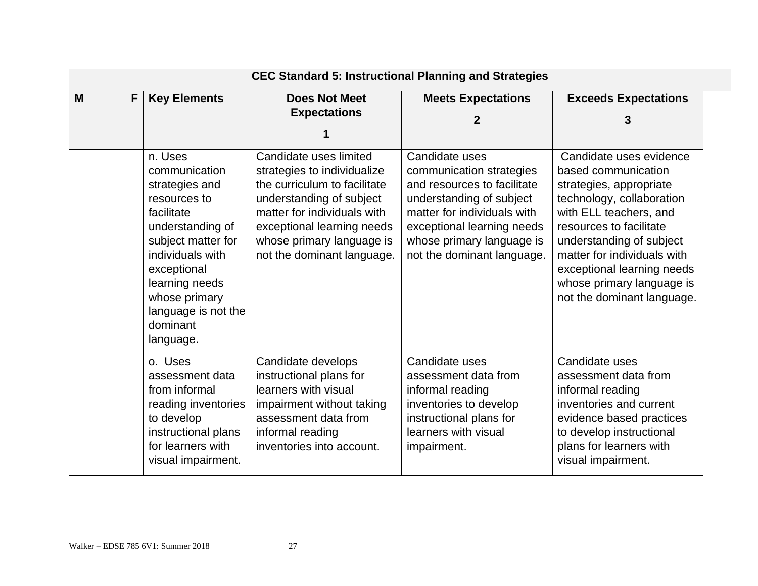| CEC Standard 5: Instructional Planning and Strategies | | | | | |
|---|---|---|---|---|---|
| **M** | **F** | **Key Elements** | **Does Not Meet Expectations 1** | **Meets Expectations 2** | **Exceeds Expectations 3** |
| | | n. Uses communication strategies and resources to facilitate understanding of subject matter for individuals with exceptional learning needs whose primary language is not the dominant language. | Candidate uses limited strategies to individualize the curriculum to facilitate understanding of subject matter for individuals with exceptional learning needs whose primary language is not the dominant language. | Candidate uses communication strategies and resources to facilitate understanding of subject matter for individuals with exceptional learning needs whose primary language is not the dominant language. | Candidate uses evidence based communication strategies, appropriate technology, collaboration with ELL teachers, and resources to facilitate understanding of subject matter for individuals with exceptional learning needs whose primary language is not the dominant language. |
| | | o. Uses assessment data from informal reading inventories to develop instructional plans for learners with visual impairment. | Candidate develops instructional plans for learners with visual impairment without taking assessment data from informal reading inventories into account. | Candidate uses assessment data from informal reading inventories to develop instructional plans for learners with visual impairment. | Candidate uses assessment data from informal reading inventories and current evidence based practices to develop instructional plans for learners with visual impairment. |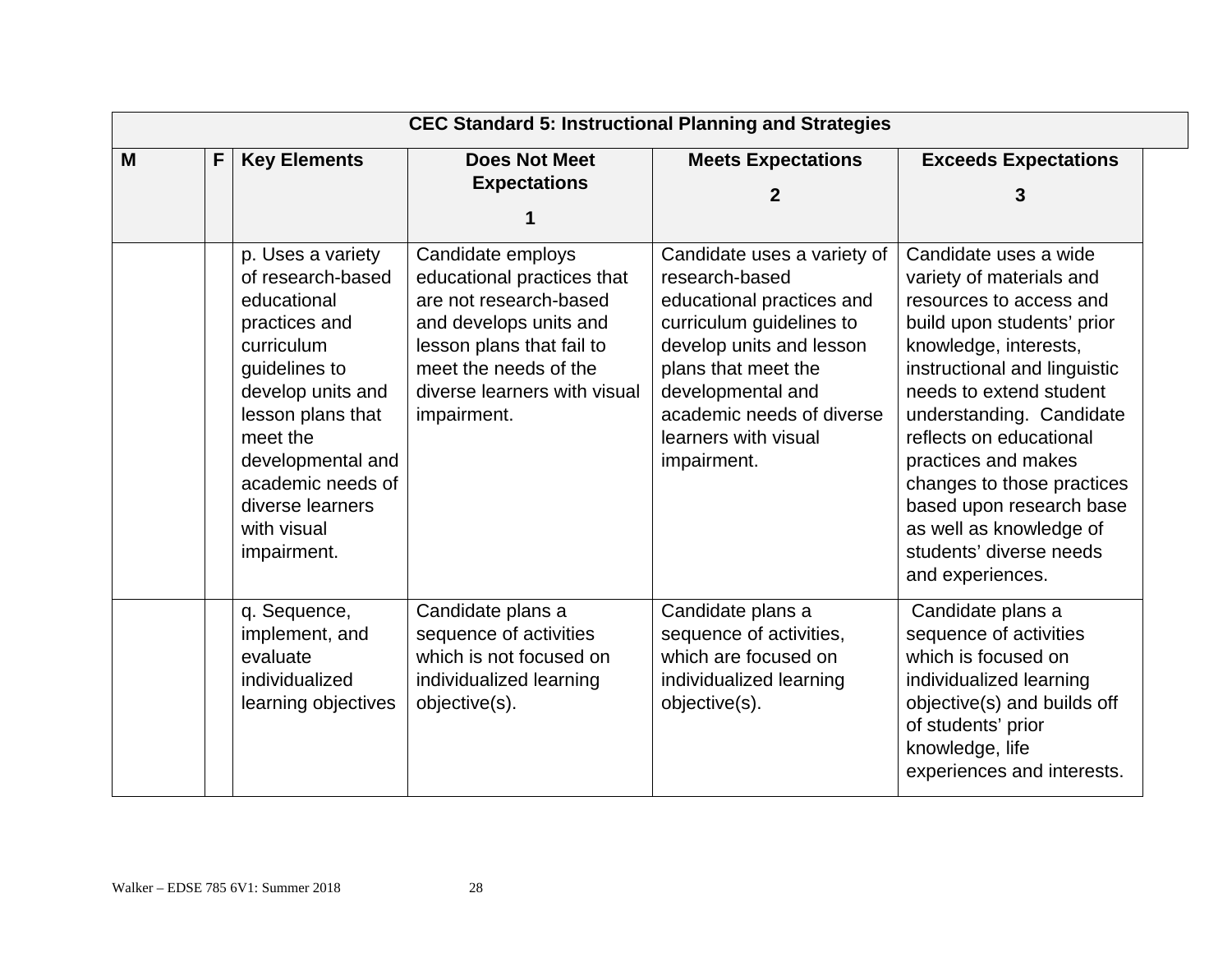| CEC Standard 5: Instructional Planning and Strategies | | | | | |
|---|---|---|---|---|---|
| **M** | **F** | **Key Elements** | **Does Not Meet Expectations 1** | **Meets Expectations 2** | **Exceeds Expectations 3** |
| | | p. Uses a variety of research-based educational practices and curriculum guidelines to develop units and lesson plans that meet the developmental and academic needs of diverse learners with visual impairment. | Candidate employs educational practices that are not research-based and develops units and lesson plans that fail to meet the needs of the diverse learners with visual impairment. | Candidate uses a variety of research-based educational practices and curriculum guidelines to develop units and lesson plans that meet the developmental and academic needs of diverse learners with visual impairment. | Candidate uses a wide variety of materials and resources to access and build upon students' prior knowledge, interests, instructional and linguistic needs to extend student understanding. Candidate reflects on educational practices and makes changes to those practices based upon research base as well as knowledge of students' diverse needs and experiences. |
| | | q. Sequence, implement, and evaluate individualized learning objectives | Candidate plans a sequence of activities which is not focused on individualized learning objective(s). | Candidate plans a sequence of activities, which are focused on individualized learning objective(s). | Candidate plans a sequence of activities which is focused on individualized learning objective(s) and builds off of students' prior knowledge, life experiences and interests. |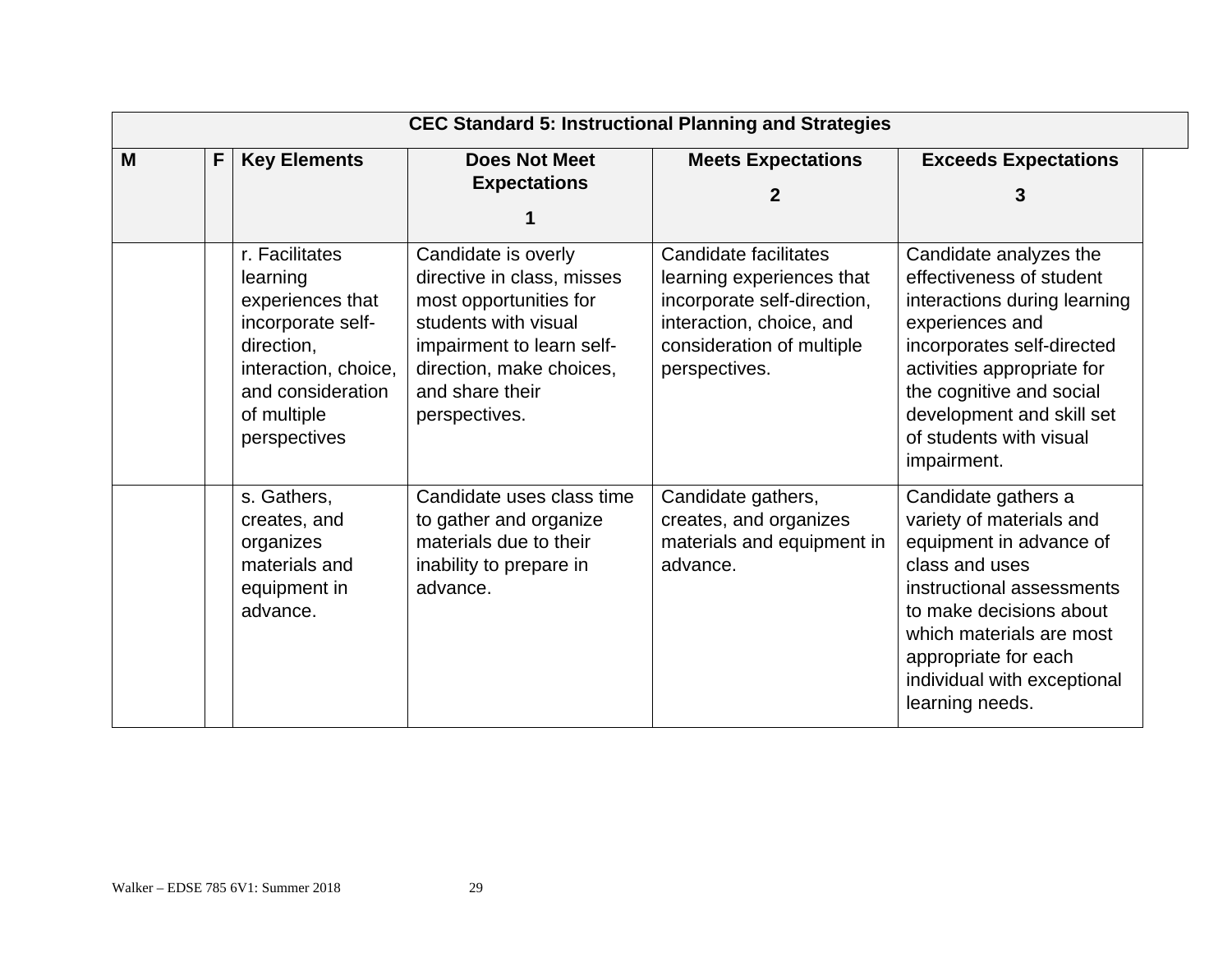| CEC Standard 5: Instructional Planning and Strategies | | | | | |
|---|---|---|---|---|---|
| **M** | **F** | **Key Elements** | **Does Not Meet Expectations 1** | **Meets Expectations 2** | **Exceeds Expectations 3** |
| | | r. Facilitates learning experiences that incorporate self-direction, interaction, choice, and consideration of multiple perspectives | Candidate is overly directive in class, misses most opportunities for students with visual impairment to learn self-direction, make choices, and share their perspectives. | Candidate facilitates learning experiences that incorporate self-direction, interaction, choice, and consideration of multiple perspectives. | Candidate analyzes the effectiveness of student interactions during learning experiences and incorporates self-directed activities appropriate for the cognitive and social development and skill set of students with visual impairment. |
| | | s. Gathers, creates, and organizes materials and equipment in advance. | Candidate uses class time to gather and organize materials due to their inability to prepare in advance. | Candidate gathers, creates, and organizes materials and equipment in advance. | Candidate gathers a variety of materials and equipment in advance of class and uses instructional assessments to make decisions about which materials are most appropriate for each individual with exceptional learning needs. |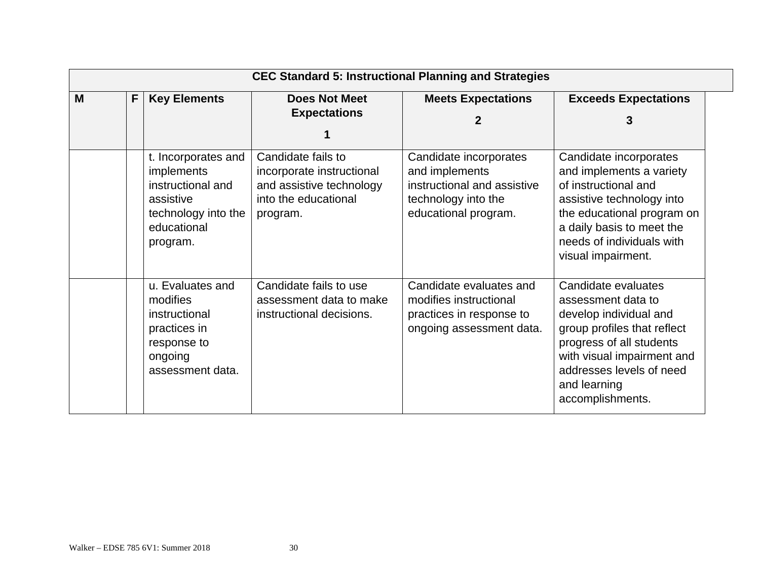| CEC Standard 5: Instructional Planning and Strategies | | | | | |
|---|---|---|---|---|---|
| **M** | **F** | **Key Elements** | **Does Not Meet Expectations 1** | **Meets Expectations 2** | **Exceeds Expectations 3** |
| | | t. Incorporates and implements instructional and assistive technology into the educational program. | Candidate fails to incorporate instructional and assistive technology into the educational program. | Candidate incorporates and implements instructional and assistive technology into the educational program. | Candidate incorporates and implements a variety of instructional and assistive technology into the educational program on a daily basis to meet the needs of individuals with visual impairment. |
| | | u. Evaluates and modifies instructional practices in response to ongoing assessment data. | Candidate fails to use assessment data to make instructional decisions. | Candidate evaluates and modifies instructional practices in response to ongoing assessment data. | Candidate evaluates assessment data to develop individual and group profiles that reflect progress of all students with visual impairment and addresses levels of need and learning accomplishments. |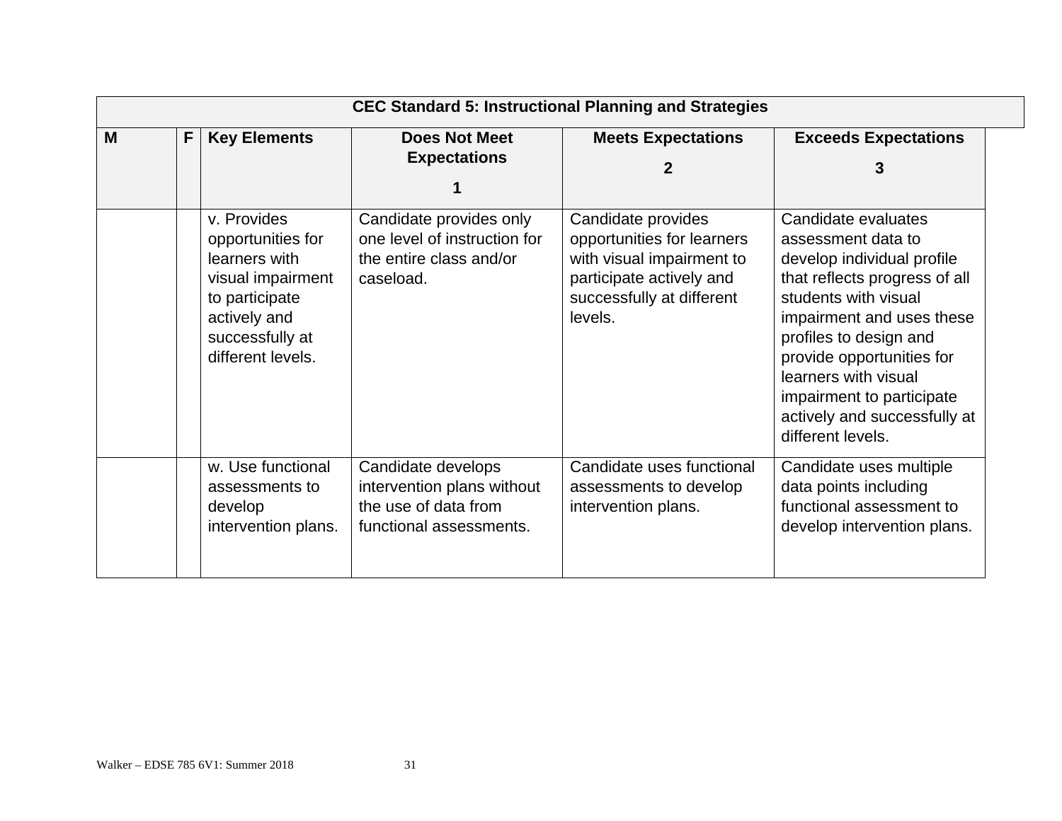| CEC Standard 5: Instructional Planning and Strategies | | | | | |
|---|---|---|---|---|---|
| **M** | **F** | **Key Elements** | **Does Not Meet Expectations 1** | **Meets Expectations 2** | **Exceeds Expectations 3** |
| | | v. Provides opportunities for learners with visual impairment to participate actively and successfully at different levels. | Candidate provides only one level of instruction for the entire class and/or caseload. | Candidate provides opportunities for learners with visual impairment to participate actively and successfully at different levels. | Candidate evaluates assessment data to develop individual profile that reflects progress of all students with visual impairment and uses these profiles to design and provide opportunities for learners with visual impairment to participate actively and successfully at different levels. |
| | | w. Use functional assessments to develop intervention plans. | Candidate develops intervention plans without the use of data from functional assessments. | Candidate uses functional assessments to develop intervention plans. | Candidate uses multiple data points including functional assessment to develop intervention plans. |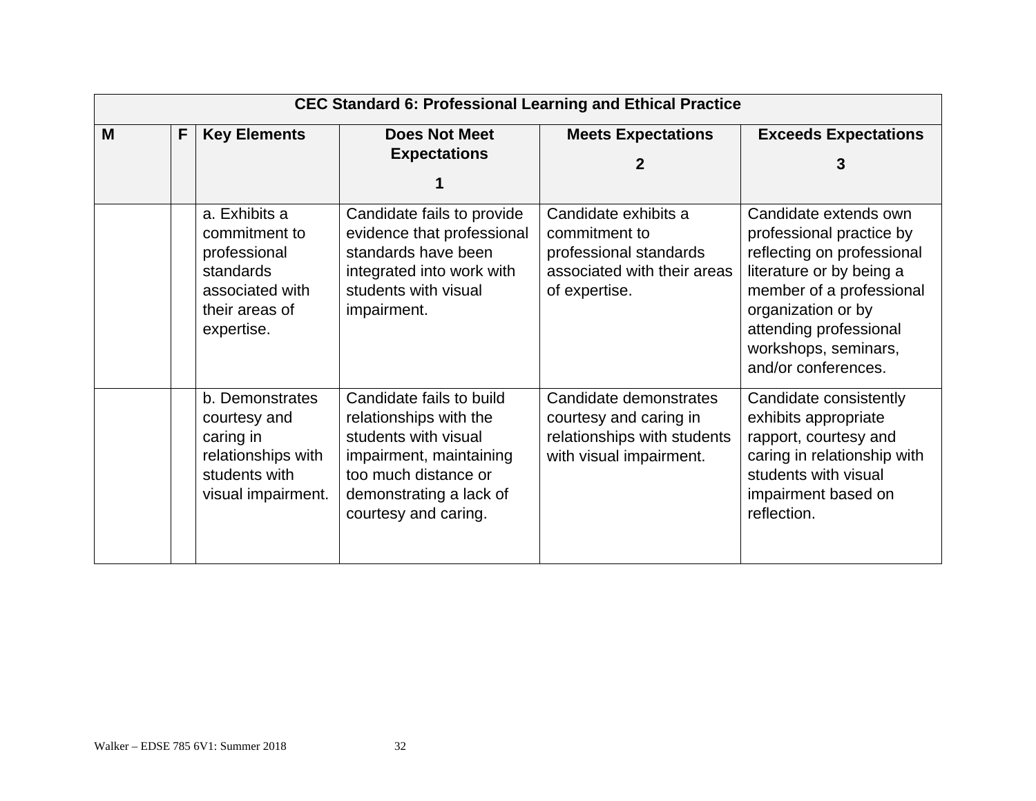| CEC Standard 6: Professional Learning and Ethical Practice | | | | | |
|---|---|---|---|---|---|
| **M** | **F** | **Key Elements** | **Does Not Meet Expectations 1** | **Meets Expectations 2** | **Exceeds Expectations 3** |
| | | a. Exhibits a commitment to professional standards associated with their areas of expertise. | Candidate fails to provide evidence that professional standards have been integrated into work with students with visual impairment. | Candidate exhibits a commitment to professional standards associated with their areas of expertise. | Candidate extends own professional practice by reflecting on professional literature or by being a member of a professional organization or by attending professional workshops, seminars, and/or conferences. |
| | | b. Demonstrates courtesy and caring in relationships with students with visual impairment. | Candidate fails to build relationships with the students with visual impairment, maintaining too much distance or demonstrating a lack of courtesy and caring. | Candidate demonstrates courtesy and caring in relationships with students with visual impairment. | Candidate consistently exhibits appropriate rapport, courtesy and caring in relationship with students with visual impairment based on reflection. |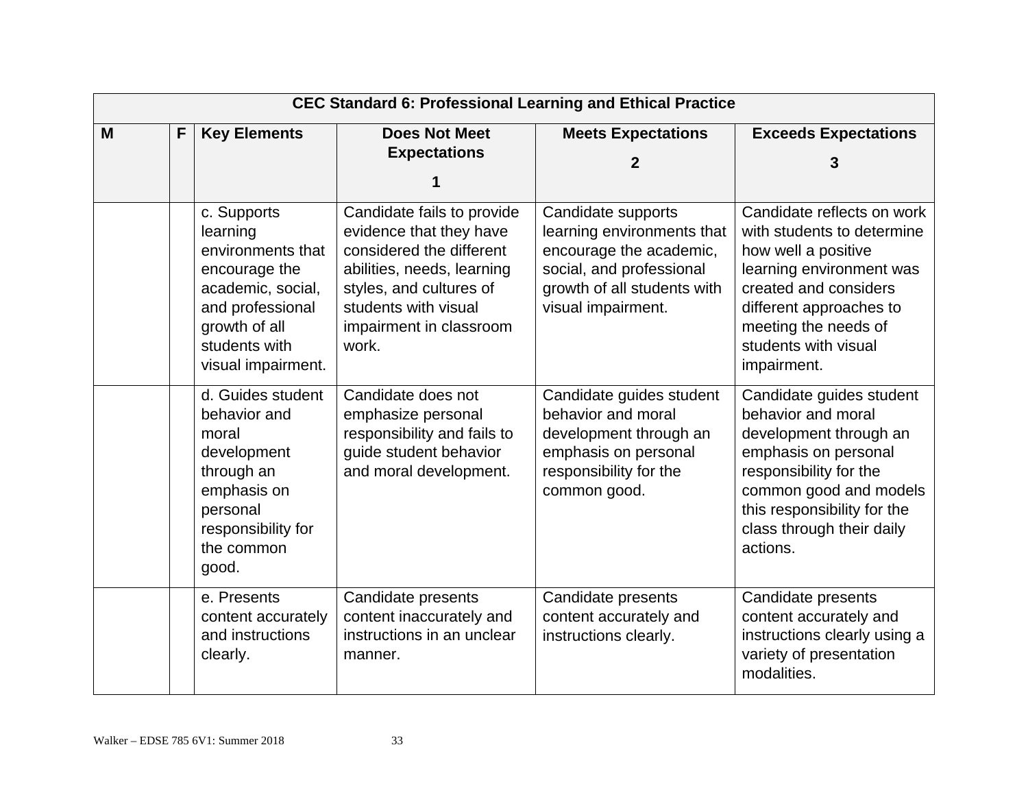| CEC Standard 6: Professional Learning and Ethical Practice | | | | | |
|---|---|---|---|---|---|
| **M** | **F** | **Key Elements** | **Does Not Meet Expectations 1** | **Meets Expectations 2** | **Exceeds Expectations 3** |
| | | c. Supports learning environments that encourage the academic, social, and professional growth of all students with visual impairment. | Candidate fails to provide evidence that they have considered the different abilities, needs, learning styles, and cultures of students with visual impairment in classroom work. | Candidate supports learning environments that encourage the academic, social, and professional growth of all students with visual impairment. | Candidate reflects on work with students to determine how well a positive learning environment was created and considers different approaches to meeting the needs of students with visual impairment. |
| | | d. Guides student behavior and moral development through an emphasis on personal responsibility for the common good. | Candidate does not emphasize personal responsibility and fails to guide student behavior and moral development. | Candidate guides student behavior and moral development through an emphasis on personal responsibility for the common good. | Candidate guides student behavior and moral development through an emphasis on personal responsibility for the common good and models this responsibility for the class through their daily actions. |
| | | e. Presents content accurately and instructions clearly. | Candidate presents content inaccurately and instructions in an unclear manner. | Candidate presents content accurately and instructions clearly. | Candidate presents content accurately and instructions clearly using a variety of presentation modalities. |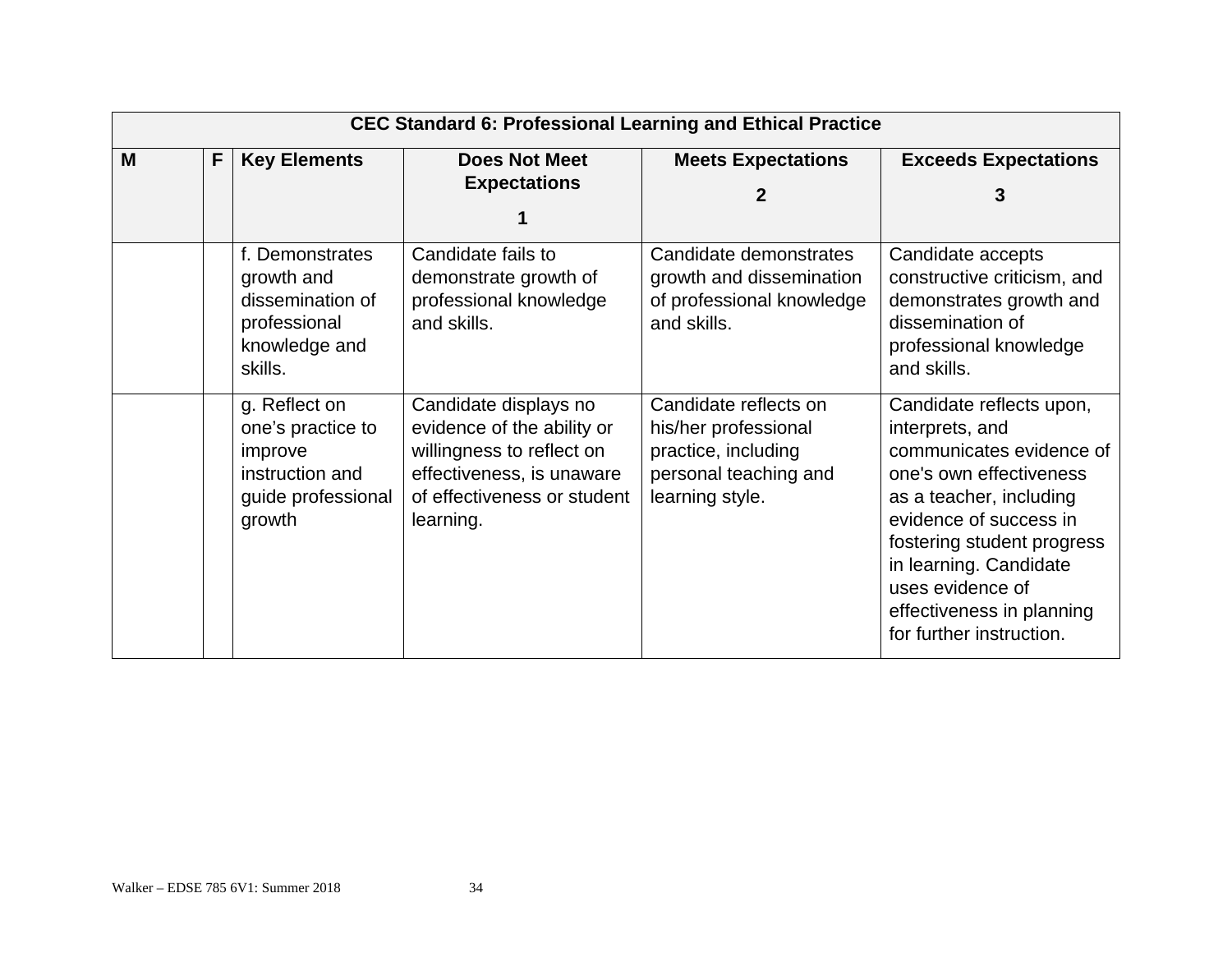| CEC Standard 6: Professional Learning and Ethical Practice | | | | | |
|---|---|---|---|---|---|
| **M** | **F** | **Key Elements** | **Does Not Meet Expectations 1** | **Meets Expectations 2** | **Exceeds Expectations 3** |
| | | f. Demonstrates growth and dissemination of professional knowledge and skills. | Candidate fails to demonstrate growth of professional knowledge and skills. | Candidate demonstrates growth and dissemination of professional knowledge and skills. | Candidate accepts constructive criticism, and demonstrates growth and dissemination of professional knowledge and skills. |
| | | g. Reflect on one's practice to improve instruction and guide professional growth | Candidate displays no evidence of the ability or willingness to reflect on effectiveness, is unaware of effectiveness or student learning. | Candidate reflects on his/her professional practice, including personal teaching and learning style. | Candidate reflects upon, interprets, and communicates evidence of one's own effectiveness as a teacher, including evidence of success in fostering student progress in learning. Candidate uses evidence of effectiveness in planning for further instruction. |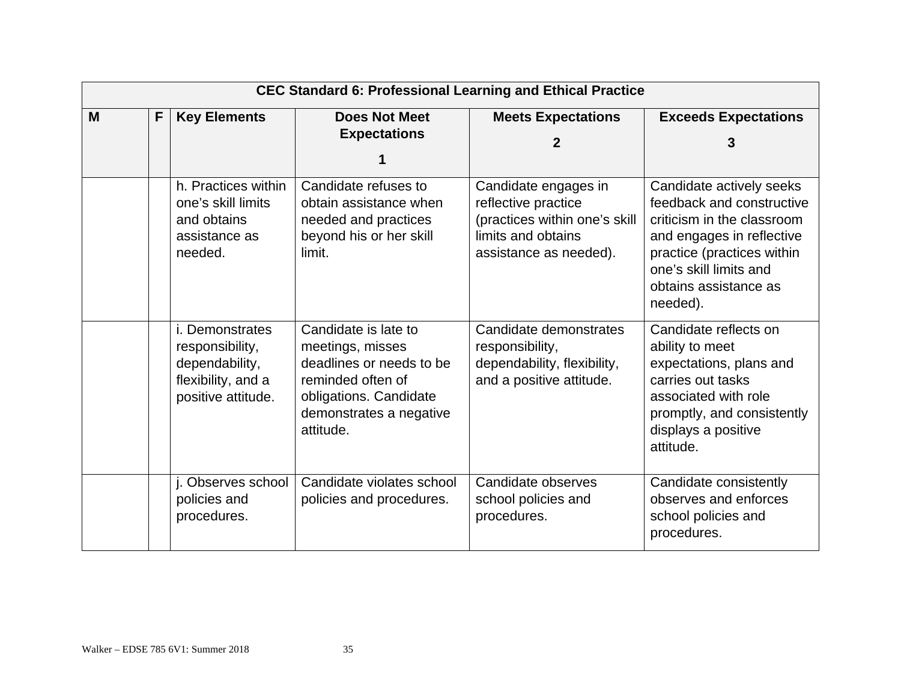| CEC Standard 6: Professional Learning and Ethical Practice | | | | | |
|---|---|---|---|---|---|
| **M** | **F** | **Key Elements** | **Does Not Meet Expectations 1** | **Meets Expectations 2** | **Exceeds Expectations 3** |
| | | h. Practices within one's skill limits and obtains assistance as needed. | Candidate refuses to obtain assistance when needed and practices beyond his or her skill limit. | Candidate engages in reflective practice (practices within one's skill limits and obtains assistance as needed). | Candidate actively seeks feedback and constructive criticism in the classroom and engages in reflective practice (practices within one's skill limits and obtains assistance as needed). |
| | | i. Demonstrates responsibility, dependability, flexibility, and a positive attitude. | Candidate is late to meetings, misses deadlines or needs to be reminded often of obligations. Candidate demonstrates a negative attitude. | Candidate demonstrates responsibility, dependability, flexibility, and a positive attitude. | Candidate reflects on ability to meet expectations, plans and carries out tasks associated with role promptly, and consistently displays a positive attitude. |
| | | j. Observes school policies and procedures. | Candidate violates school policies and procedures. | Candidate observes school policies and procedures. | Candidate consistently observes and enforces school policies and procedures. |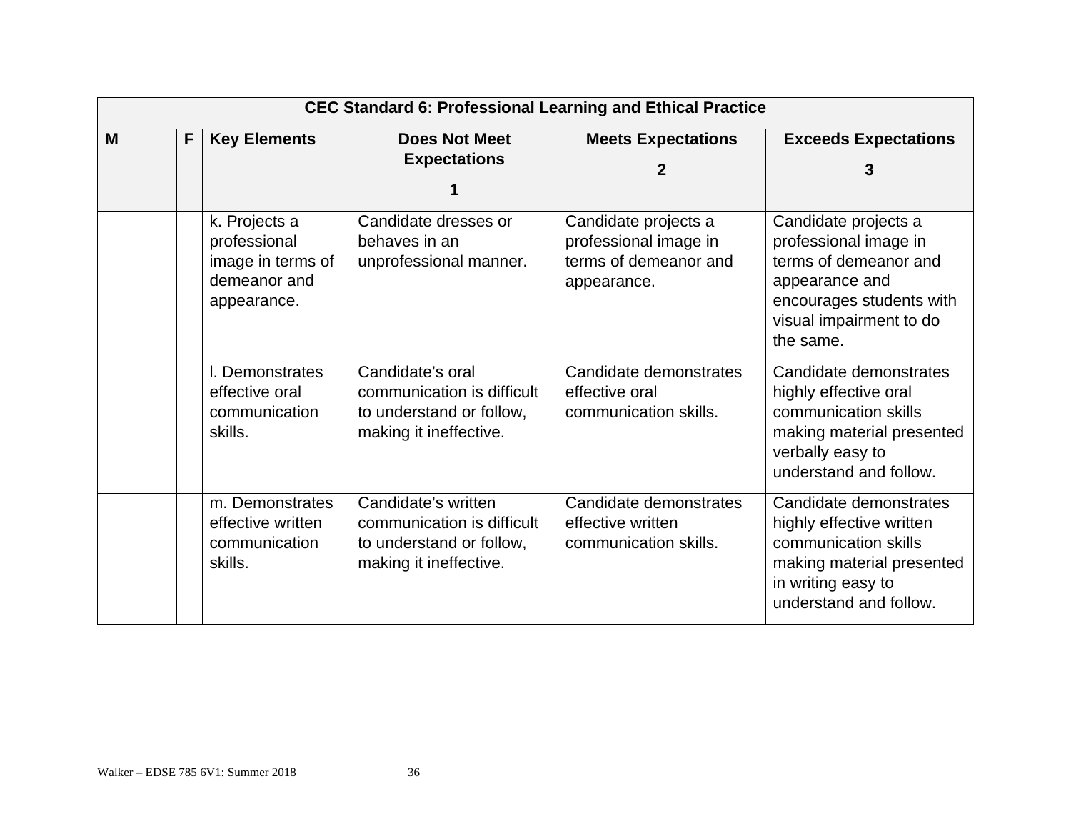| CEC Standard 6: Professional Learning and Ethical Practice | | | | | |
|---|---|---|---|---|---|
| **M** | **F** | **Key Elements** | **Does Not Meet Expectations 1** | **Meets Expectations 2** | **Exceeds Expectations 3** |
| | | k. Projects a professional image in terms of demeanor and appearance. | Candidate dresses or behaves in an unprofessional manner. | Candidate projects a professional image in terms of demeanor and appearance. | Candidate projects a professional image in terms of demeanor and appearance and encourages students with visual impairment to do the same. |
| | | l. Demonstrates effective oral communication skills. | Candidate's oral communication is difficult to understand or follow, making it ineffective. | Candidate demonstrates effective oral communication skills. | Candidate demonstrates highly effective oral communication skills making material presented verbally easy to understand and follow. |
| | | m. Demonstrates effective written communication skills. | Candidate's written communication is difficult to understand or follow, making it ineffective. | Candidate demonstrates effective written communication skills. | Candidate demonstrates highly effective written communication skills making material presented in writing easy to understand and follow. |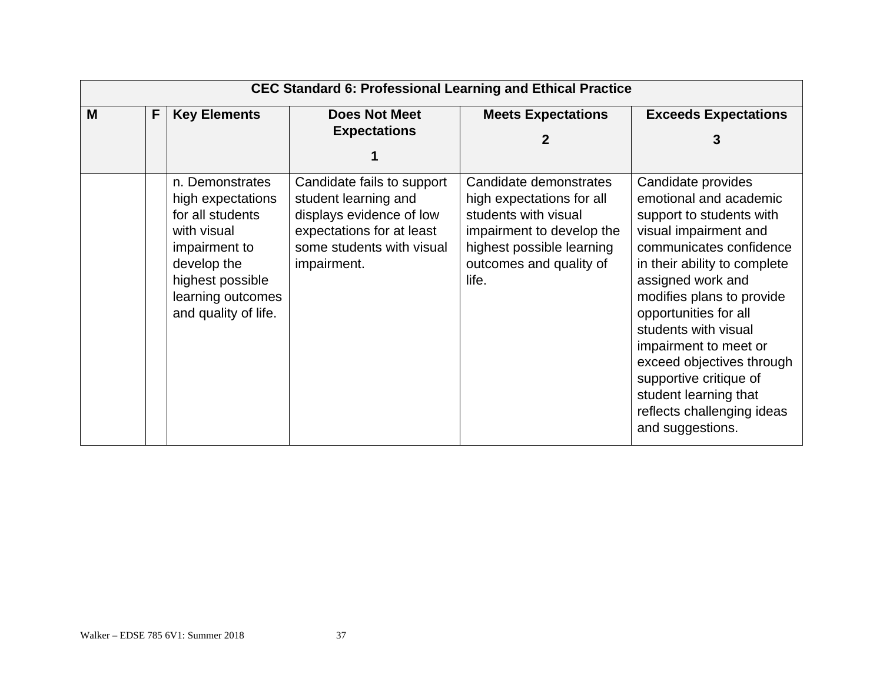| CEC Standard 6: Professional Learning and Ethical Practice | | | | | |
|---|---|---|---|---|---|
| **M** | **F** | **Key Elements** | **Does Not Meet Expectations 1** | **Meets Expectations 2** | **Exceeds Expectations 3** |
| | | n. Demonstrates high expectations for all students with visual impairment to develop the highest possible learning outcomes and quality of life. | Candidate fails to support student learning and displays evidence of low expectations for at least some students with visual impairment. | Candidate demonstrates high expectations for all students with visual impairment to develop the highest possible learning outcomes and quality of life. | Candidate provides emotional and academic support to students with visual impairment and communicates confidence in their ability to complete assigned work and modifies plans to provide opportunities for all students with visual impairment to meet or exceed objectives through supportive critique of student learning that reflects challenging ideas and suggestions. |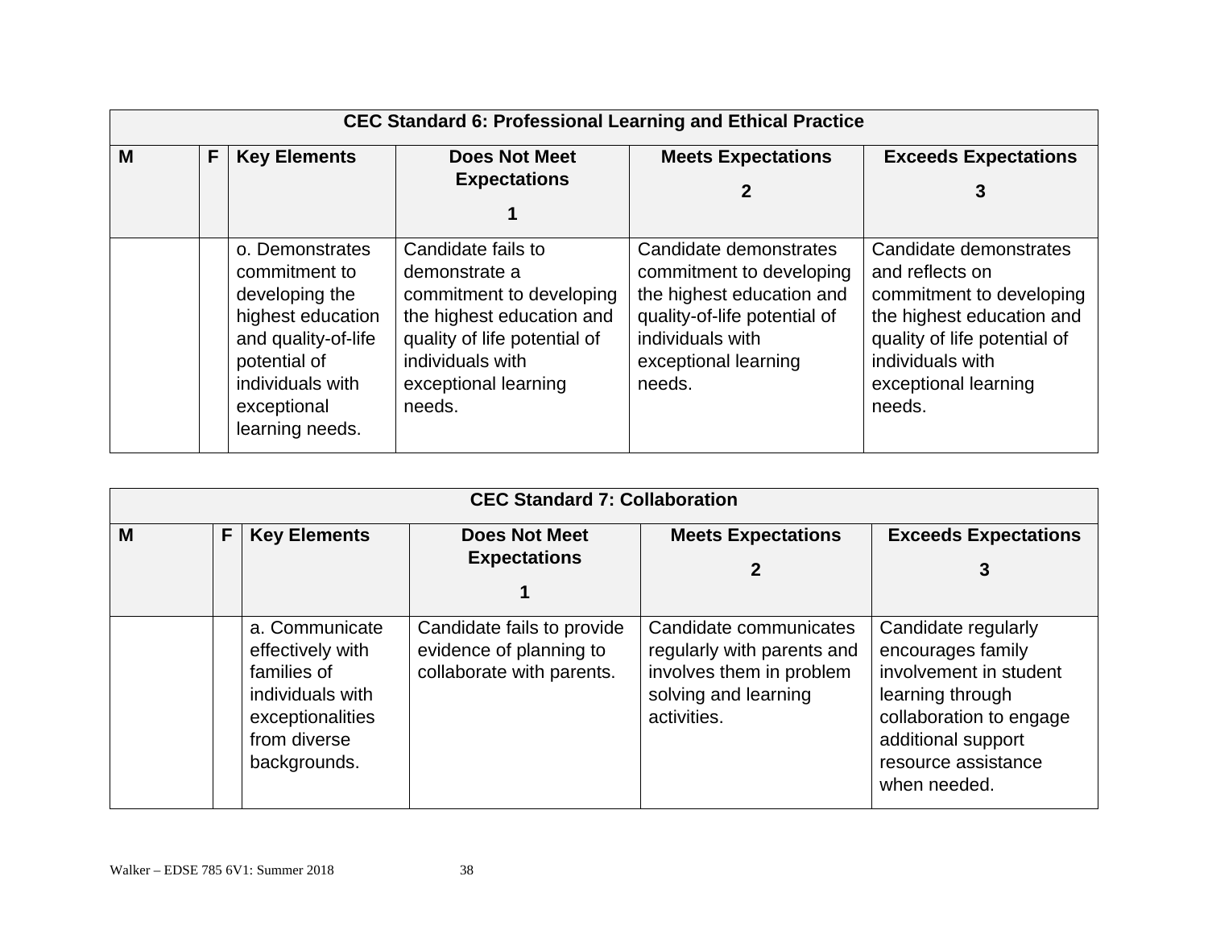| CEC Standard 6: Professional Learning and Ethical Practice | | | | | |
|---|---|---|---|---|---|
| **M** | **F** | **Key Elements** | **Does Not Meet Expectations**<br>**1** | **Meets Expectations**<br>**2** | **Exceeds Expectations**<br>**3** |
| | | o. Demonstrates commitment to developing the highest education and quality-of-life potential of individuals with exceptional learning needs. | Candidate fails to demonstrate a commitment to developing the highest education and quality of life potential of individuals with exceptional learning needs. | Candidate demonstrates commitment to developing the highest education and quality-of-life potential of individuals with exceptional learning needs. | Candidate demonstrates and reflects on commitment to developing the highest education and quality of life potential of individuals with exceptional learning needs. |

| CEC Standard 7: Collaboration | | | | | |
|---|---|---|---|---|---|
| **M** | **F** | **Key Elements** | **Does Not Meet Expectations**<br>**1** | **Meets Expectations**<br>**2** | **Exceeds Expectations**<br>**3** |
| | | a. Communicate effectively with families of individuals with exceptionalities from diverse backgrounds. | Candidate fails to provide evidence of planning to collaborate with parents. | Candidate communicates regularly with parents and involves them in problem solving and learning activities. | Candidate regularly encourages family involvement in student learning through collaboration to engage additional support resource assistance when needed. |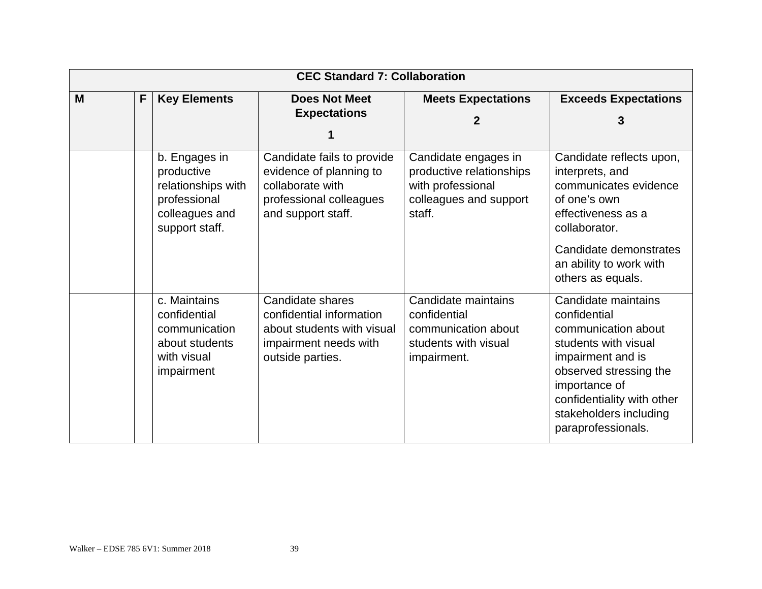| CEC Standard 7: Collaboration | | | | | |
|---|---|---|---|---|---|
| **M** | **F** | **Key Elements** | **Does Not Meet Expectations 1** | **Meets Expectations 2** | **Exceeds Expectations 3** |
| | | b. Engages in productive relationships with professional colleagues and support staff. | Candidate fails to provide evidence of planning to collaborate with professional colleagues and support staff. | Candidate engages in productive relationships with professional colleagues and support staff. | Candidate reflects upon, interprets, and communicates evidence of one's own effectiveness as a collaborator. Candidate demonstrates an ability to work with others as equals. |
| | | c. Maintains confidential communication about students with visual impairment | Candidate shares confidential information about students with visual impairment needs with outside parties. | Candidate maintains confidential communication about students with visual impairment. | Candidate maintains confidential communication about students with visual impairment and is observed stressing the importance of confidentiality with other stakeholders including paraprofessionals. |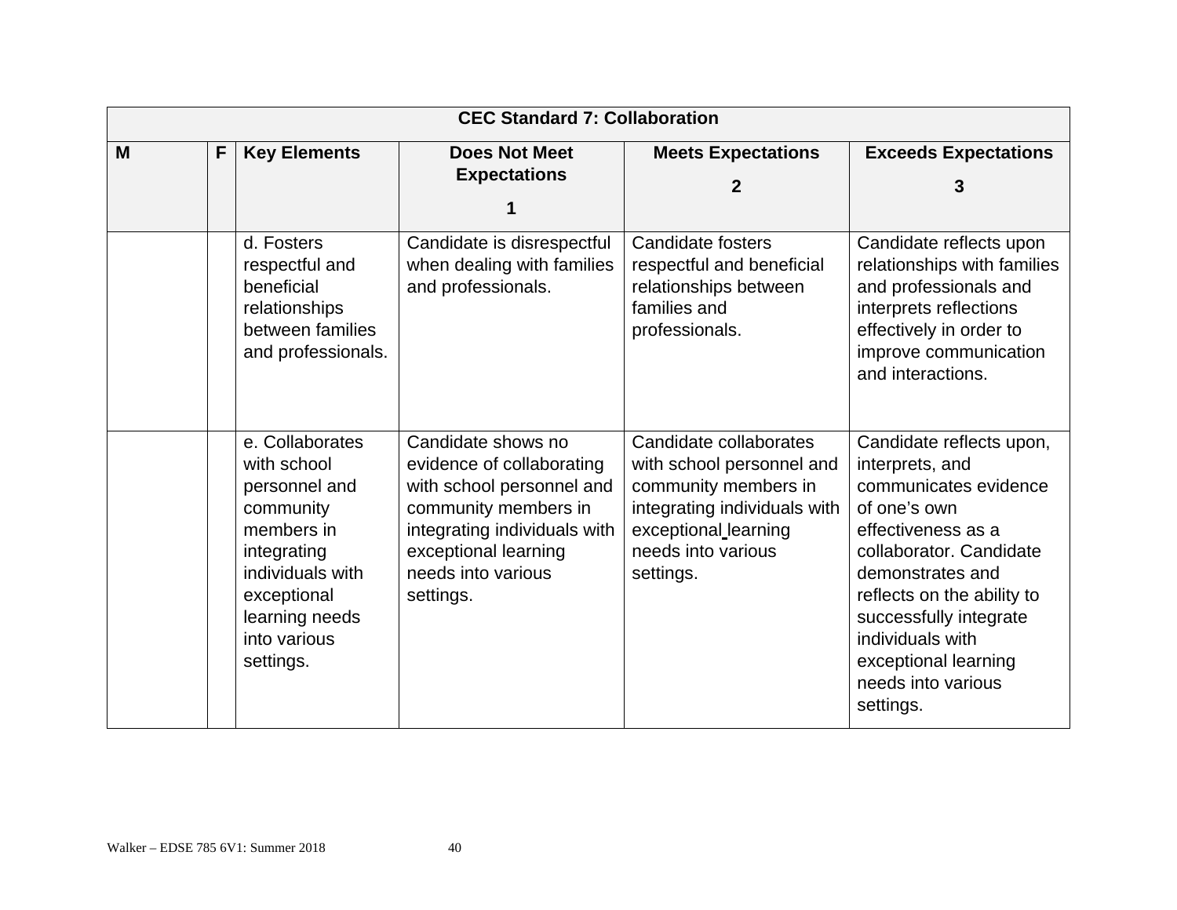| CEC Standard 7: Collaboration | | | | | |
|---|---|---|---|---|---|
| **M** | **F** | **Key Elements** | **Does Not Meet Expectations 1** | **Meets Expectations 2** | **Exceeds Expectations 3** |
| | | d. Fosters respectful and beneficial relationships between families and professionals. | Candidate is disrespectful when dealing with families and professionals. | Candidate fosters respectful and beneficial relationships between families and professionals. | Candidate reflects upon relationships with families and professionals and interprets reflections effectively in order to improve communication and interactions. |
| | | e. Collaborates with school personnel and community members in integrating individuals with exceptional learning needs into various settings. | Candidate shows no evidence of collaborating with school personnel and community members in integrating individuals with exceptional learning needs into various settings. | Candidate collaborates with school personnel and community members in integrating individuals with exceptional learning needs into various settings. | Candidate reflects upon, interprets, and communicates evidence of one's own effectiveness as a collaborator. Candidate demonstrates and reflects on the ability to successfully integrate individuals with exceptional learning needs into various settings. |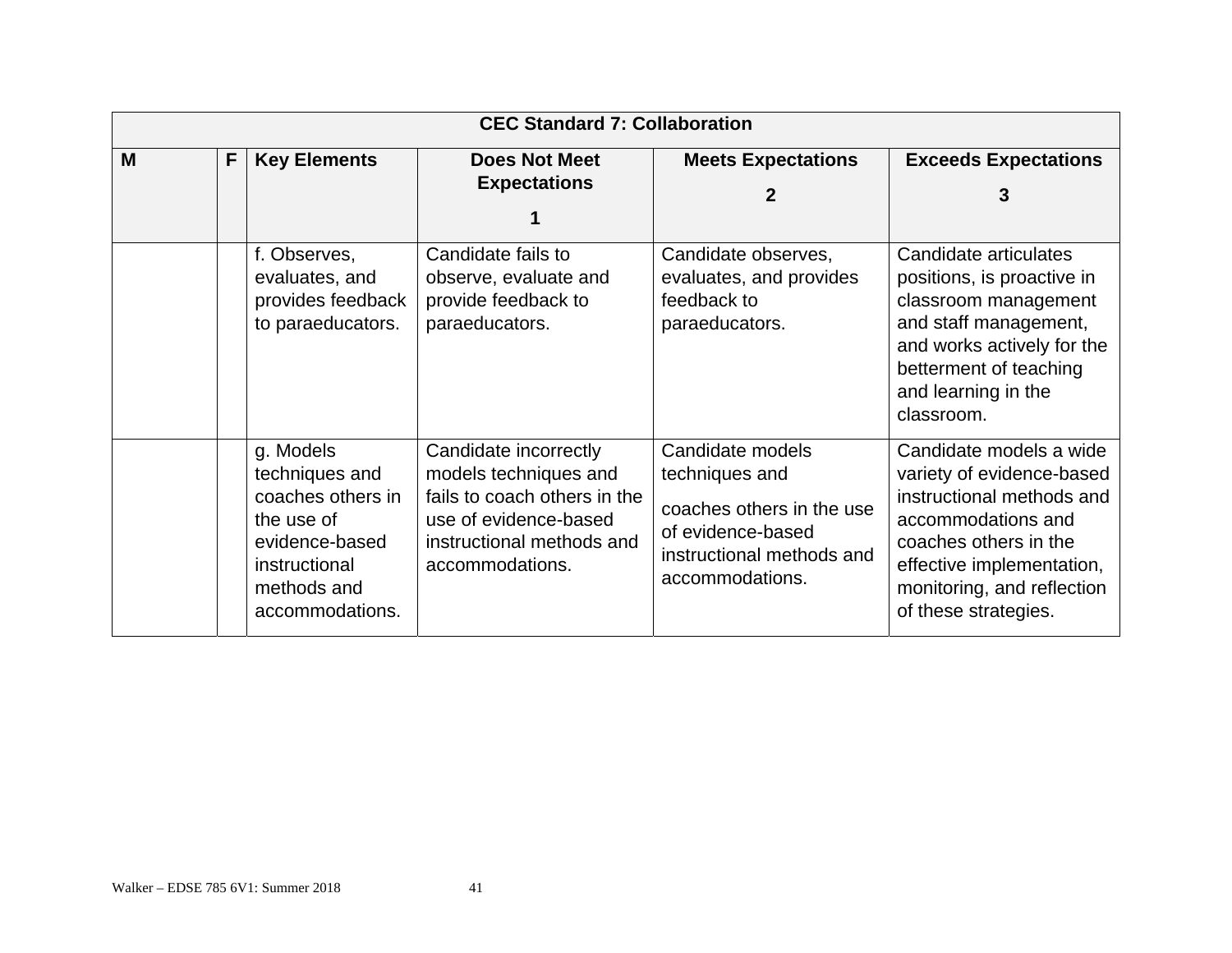| CEC Standard 7: Collaboration | | | | | |
|---|---|---|---|---|---|
| **M** | **F** | **Key Elements** | **Does Not Meet Expectations 1** | **Meets Expectations 2** | **Exceeds Expectations 3** |
| | | f. Observes, evaluates, and provides feedback to paraeducators. | Candidate fails to observe, evaluate and provide feedback to paraeducators. | Candidate observes, evaluates, and provides feedback to paraeducators. | Candidate articulates positions, is proactive in classroom management and staff management, and works actively for the betterment of teaching and learning in the classroom. |
| | | g. Models techniques and coaches others in the use of evidence-based instructional methods and accommodations. | Candidate incorrectly models techniques and fails to coach others in the use of evidence-based instructional methods and accommodations. | Candidate models techniques and coaches others in the use of evidence-based instructional methods and accommodations. | Candidate models a wide variety of evidence-based instructional methods and accommodations and coaches others in the effective implementation, monitoring, and reflection of these strategies. |